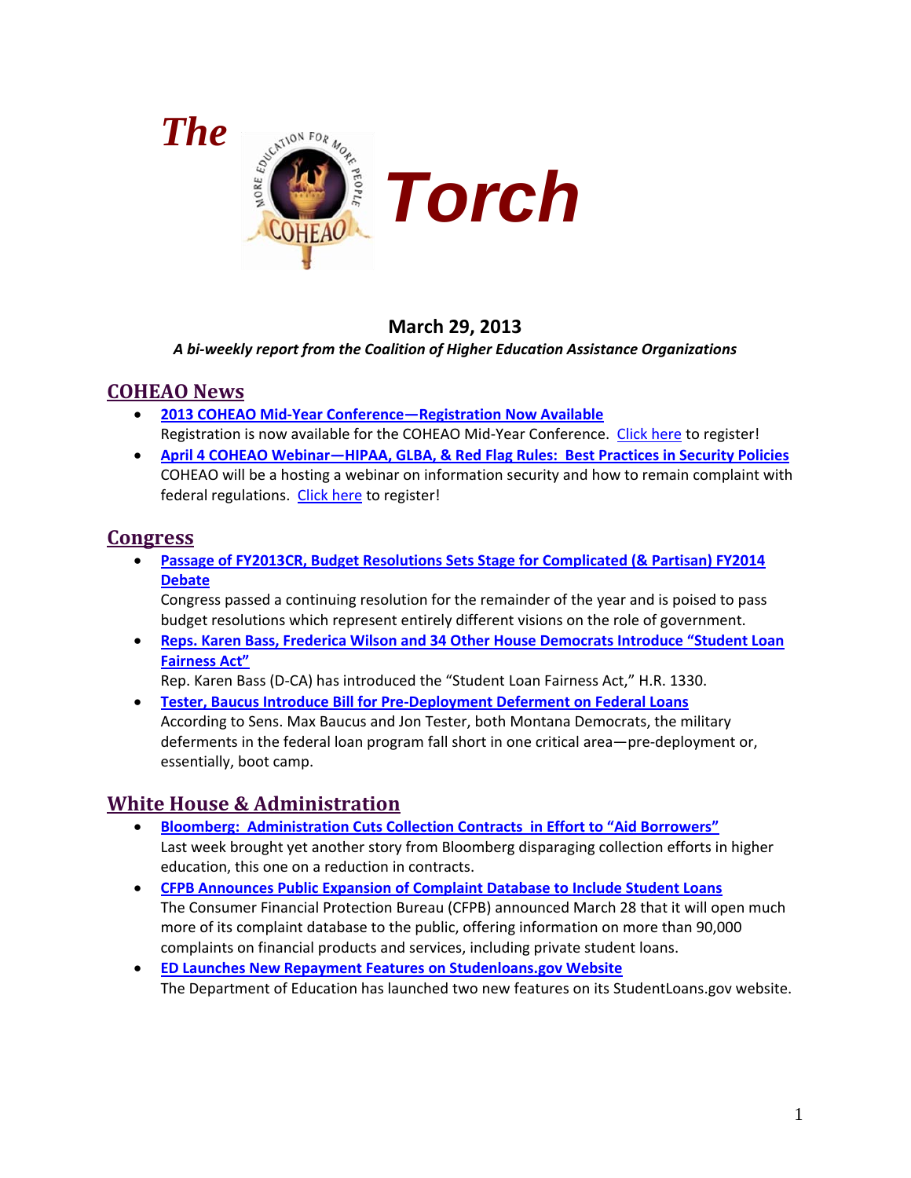# *The* Torch

**March 29, 2013**

***A bi-weekly report from the Coalition of Higher Education Assistance Organizations***

## COHEAO News

- **2013 COHEAO Mid-Year Conference—Registration Now Available**
  Registration is now available for the COHEAO Mid-Year Conference. Click here to register!
- **April 4 COHEAO Webinar—HIPAA, GLBA, & Red Flag Rules: Best Practices in Security Policies**
  COHEAO will be a hosting a webinar on information security and how to remain complaint with federal regulations. Click here to register!

## Congress

- **Passage of FY2013CR, Budget Resolutions Sets Stage for Complicated (& Partisan) FY2014 Debate**
  Congress passed a continuing resolution for the remainder of the year and is poised to pass budget resolutions which represent entirely different visions on the role of government.
- **Reps. Karen Bass, Frederica Wilson and 34 Other House Democrats Introduce "Student Loan Fairness Act"**
  Rep. Karen Bass (D-CA) has introduced the "Student Loan Fairness Act," H.R. 1330.
- **Tester, Baucus Introduce Bill for Pre-Deployment Deferment on Federal Loans**
  According to Sens. Max Baucus and Jon Tester, both Montana Democrats, the military deferments in the federal loan program fall short in one critical area—pre-deployment or, essentially, boot camp.

## White House & Administration

- **Bloomberg: Administration Cuts Collection Contracts in Effort to "Aid Borrowers"**
  Last week brought yet another story from Bloomberg disparaging collection efforts in higher education, this one on a reduction in contracts.
- **CFPB Announces Public Expansion of Complaint Database to Include Student Loans**
  The Consumer Financial Protection Bureau (CFPB) announced March 28 that it will open much more of its complaint database to the public, offering information on more than 90,000 complaints on financial products and services, including private student loans.
- **ED Launches New Repayment Features on Studenloans.gov Website**
  The Department of Education has launched two new features on its StudentLoans.gov website.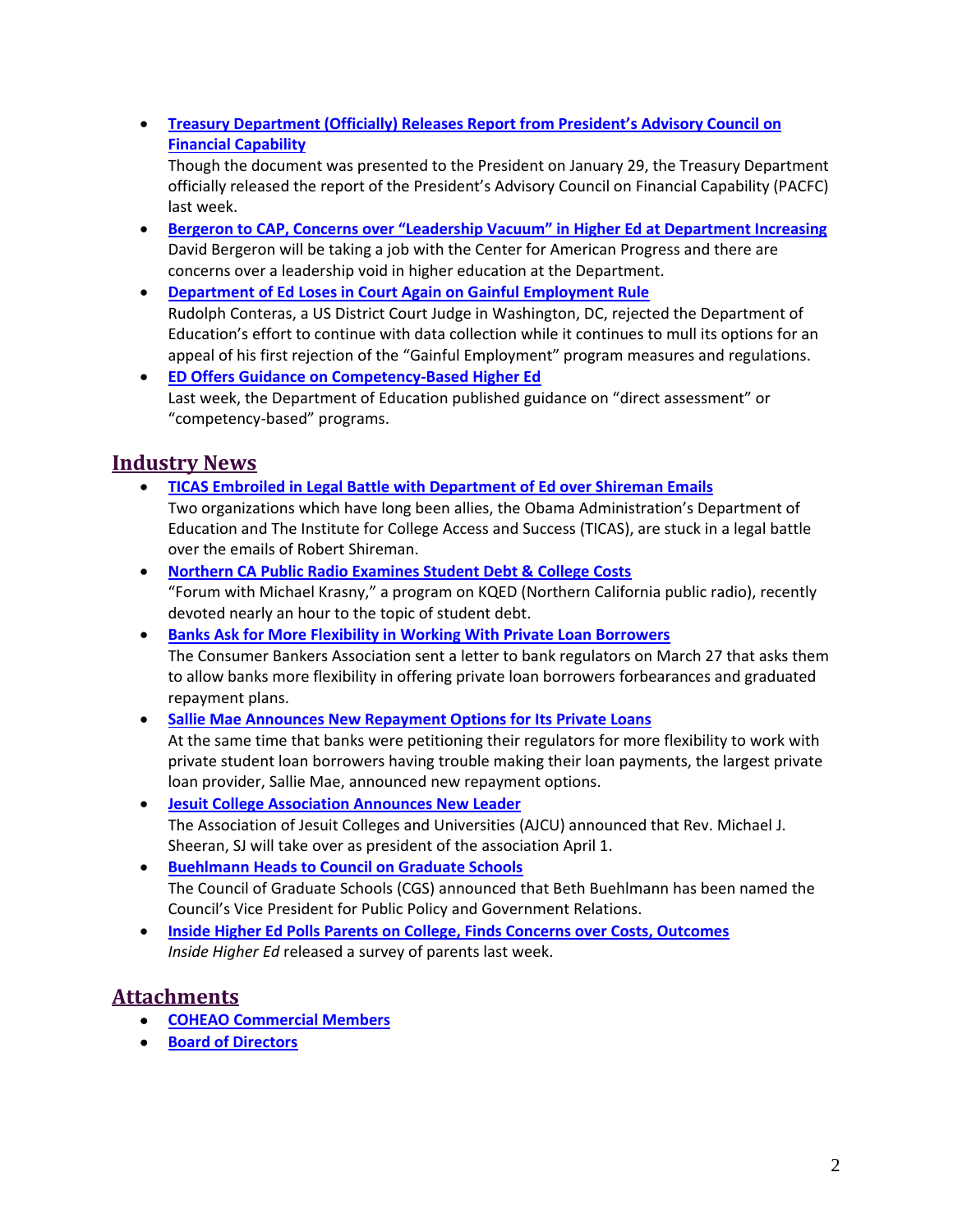- **Treasury Department (Officially) Releases Report from President's Advisory Council on Financial Capability**
  Though the document was presented to the President on January 29, the Treasury Department officially released the report of the President's Advisory Council on Financial Capability (PACFC) last week.
- **Bergeron to CAP, Concerns over "Leadership Vacuum" in Higher Ed at Department Increasing**
  David Bergeron will be taking a job with the Center for American Progress and there are concerns over a leadership void in higher education at the Department.
- **Department of Ed Loses in Court Again on Gainful Employment Rule**
  Rudolph Conteras, a US District Court Judge in Washington, DC, rejected the Department of Education's effort to continue with data collection while it continues to mull its options for an appeal of his first rejection of the "Gainful Employment" program measures and regulations.
- **ED Offers Guidance on Competency-Based Higher Ed**
  Last week, the Department of Education published guidance on "direct assessment" or "competency-based" programs.

## Industry News

- **TICAS Embroiled in Legal Battle with Department of Ed over Shireman Emails**
  Two organizations which have long been allies, the Obama Administration's Department of Education and The Institute for College Access and Success (TICAS), are stuck in a legal battle over the emails of Robert Shireman.
- **Northern CA Public Radio Examines Student Debt & College Costs**
  "Forum with Michael Krasny," a program on KQED (Northern California public radio), recently devoted nearly an hour to the topic of student debt.
- **Banks Ask for More Flexibility in Working With Private Loan Borrowers**
  The Consumer Bankers Association sent a letter to bank regulators on March 27 that asks them to allow banks more flexibility in offering private loan borrowers forbearances and graduated repayment plans.
- **Sallie Mae Announces New Repayment Options for Its Private Loans**
  At the same time that banks were petitioning their regulators for more flexibility to work with private student loan borrowers having trouble making their loan payments, the largest private loan provider, Sallie Mae, announced new repayment options.
- **Jesuit College Association Announces New Leader**
  The Association of Jesuit Colleges and Universities (AJCU) announced that Rev. Michael J. Sheeran, SJ will take over as president of the association April 1.
- **Buehlmann Heads to Council on Graduate Schools**
  The Council of Graduate Schools (CGS) announced that Beth Buehlmann has been named the Council's Vice President for Public Policy and Government Relations.
- **Inside Higher Ed Polls Parents on College, Finds Concerns over Costs, Outcomes**
  *Inside Higher Ed* released a survey of parents last week.

## Attachments

- **COHEAO Commercial Members**
- **Board of Directors**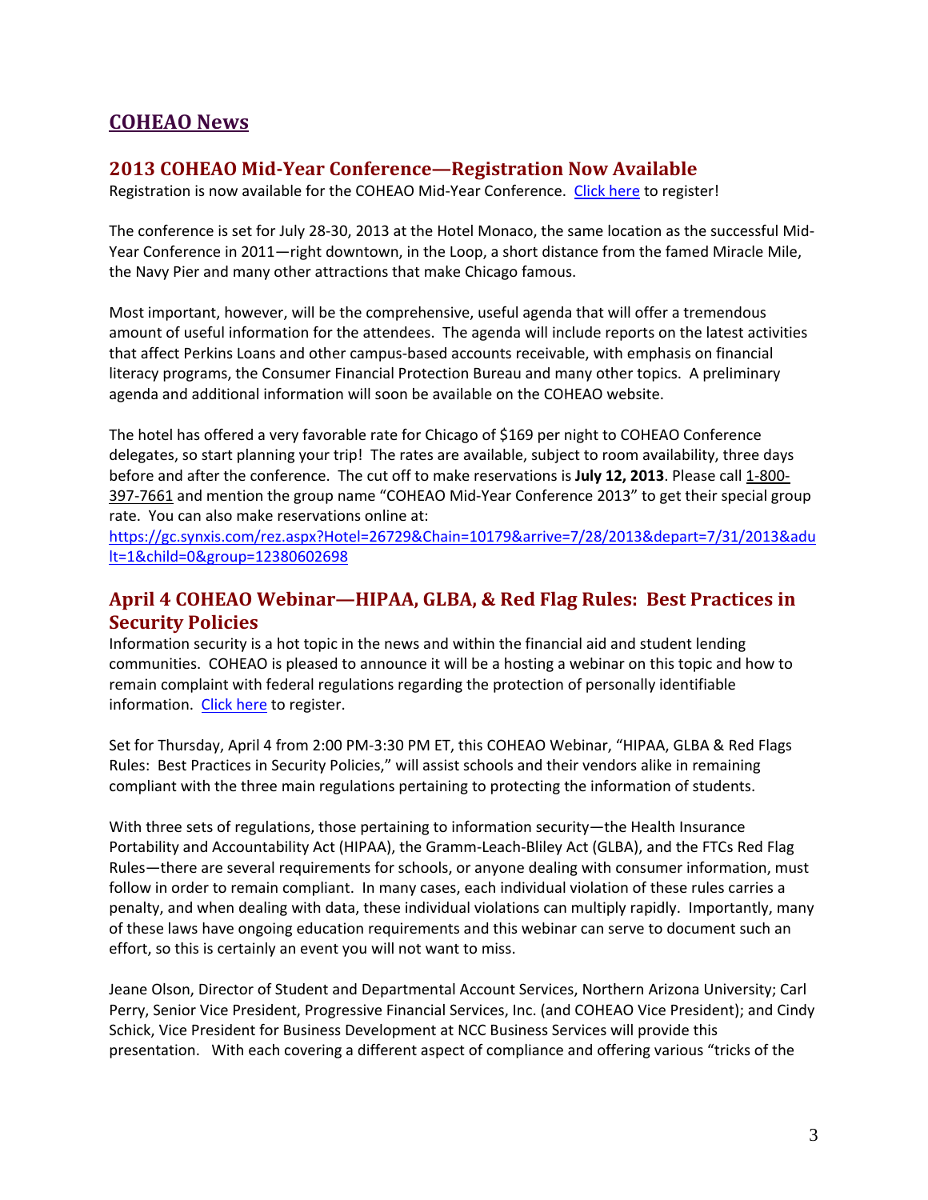# COHEAO News

## 2013 COHEAO Mid-Year Conference—Registration Now Available

Registration is now available for the COHEAO Mid-Year Conference. Click here to register!

The conference is set for July 28-30, 2013 at the Hotel Monaco, the same location as the successful Mid-Year Conference in 2011—right downtown, in the Loop, a short distance from the famed Miracle Mile, the Navy Pier and many other attractions that make Chicago famous.

Most important, however, will be the comprehensive, useful agenda that will offer a tremendous amount of useful information for the attendees. The agenda will include reports on the latest activities that affect Perkins Loans and other campus-based accounts receivable, with emphasis on financial literacy programs, the Consumer Financial Protection Bureau and many other topics. A preliminary agenda and additional information will soon be available on the COHEAO website.

The hotel has offered a very favorable rate for Chicago of $169 per night to COHEAO Conference delegates, so start planning your trip! The rates are available, subject to room availability, three days before and after the conference. The cut off to make reservations is **July 12, 2013**. Please call 1-800-397-7661 and mention the group name "COHEAO Mid-Year Conference 2013" to get their special group rate. You can also make reservations online at: https://gc.synxis.com/rez.aspx?Hotel=26729&Chain=10179&arrive=7/28/2013&depart=7/31/2013&adult=1&child=0&group=12380602698

## April 4 COHEAO Webinar—HIPAA, GLBA, & Red Flag Rules: Best Practices in Security Policies

Information security is a hot topic in the news and within the financial aid and student lending communities. COHEAO is pleased to announce it will be a hosting a webinar on this topic and how to remain complaint with federal regulations regarding the protection of personally identifiable information. Click here to register.

Set for Thursday, April 4 from 2:00 PM-3:30 PM ET, this COHEAO Webinar, "HIPAA, GLBA & Red Flags Rules: Best Practices in Security Policies," will assist schools and their vendors alike in remaining compliant with the three main regulations pertaining to protecting the information of students.

With three sets of regulations, those pertaining to information security—the Health Insurance Portability and Accountability Act (HIPAA), the Gramm-Leach-Bliley Act (GLBA), and the FTCs Red Flag Rules—there are several requirements for schools, or anyone dealing with consumer information, must follow in order to remain compliant. In many cases, each individual violation of these rules carries a penalty, and when dealing with data, these individual violations can multiply rapidly. Importantly, many of these laws have ongoing education requirements and this webinar can serve to document such an effort, so this is certainly an event you will not want to miss.

Jeane Olson, Director of Student and Departmental Account Services, Northern Arizona University; Carl Perry, Senior Vice President, Progressive Financial Services, Inc. (and COHEAO Vice President); and Cindy Schick, Vice President for Business Development at NCC Business Services will provide this presentation. With each covering a different aspect of compliance and offering various "tricks of the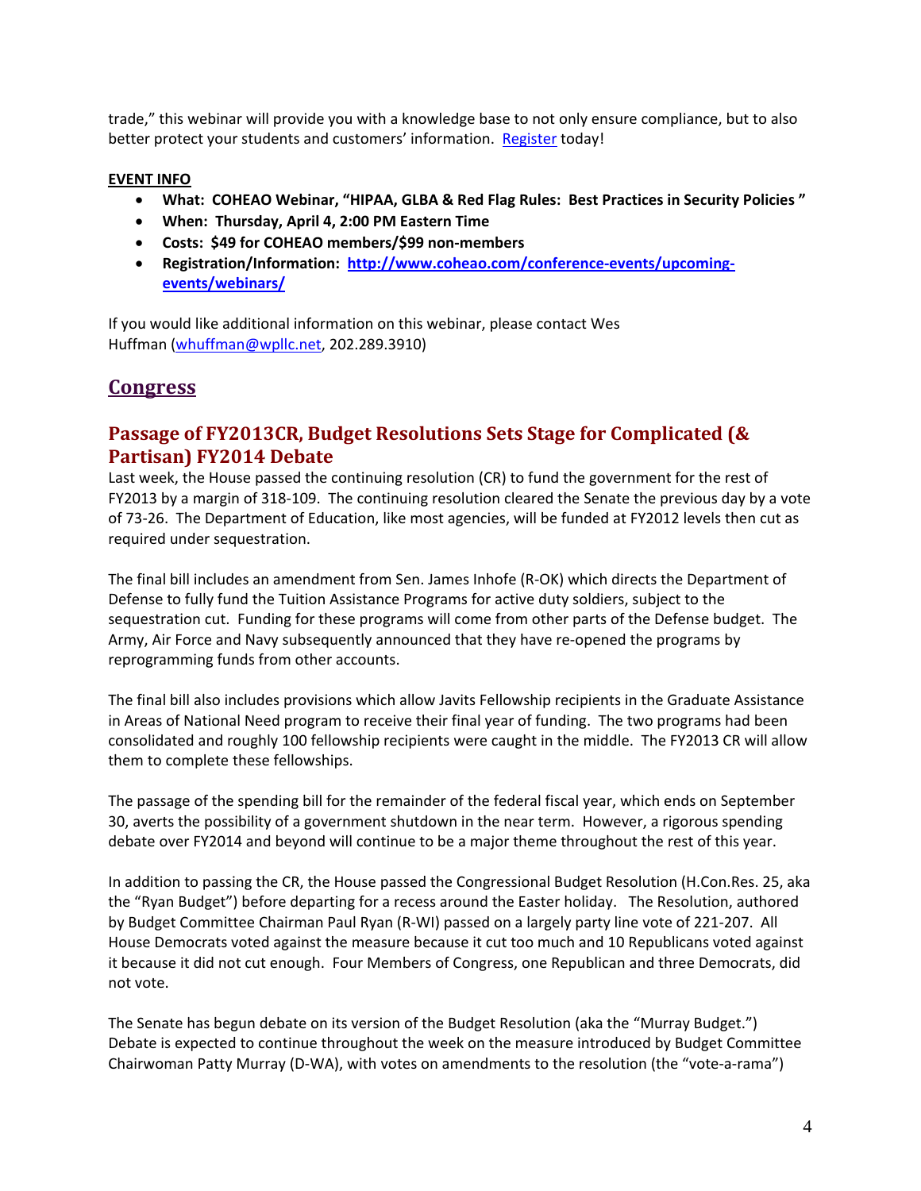trade," this webinar will provide you with a knowledge base to not only ensure compliance, but to also better protect your students and customers' information. [Register](#) today!

**EVENT INFO**

- **What: COHEAO Webinar, "HIPAA, GLBA & Red Flag Rules: Best Practices in Security Policies "**
- **When: Thursday, April 4, 2:00 PM Eastern Time**
- **Costs: $49 for COHEAO members/$99 non-members**
- **Registration/Information: [http://www.coheao.com/conference-events/upcoming-events/webinars/](http://www.coheao.com/conference-events/upcoming-events/webinars/)**

If you would like additional information on this webinar, please contact Wes Huffman (whuffman@wpllc.net, 202.289.3910)

# Congress

## Passage of FY2013CR, Budget Resolutions Sets Stage for Complicated (& Partisan) FY2014 Debate

Last week, the House passed the continuing resolution (CR) to fund the government for the rest of FY2013 by a margin of 318-109. The continuing resolution cleared the Senate the previous day by a vote of 73-26. The Department of Education, like most agencies, will be funded at FY2012 levels then cut as required under sequestration.

The final bill includes an amendment from Sen. James Inhofe (R-OK) which directs the Department of Defense to fully fund the Tuition Assistance Programs for active duty soldiers, subject to the sequestration cut. Funding for these programs will come from other parts of the Defense budget. The Army, Air Force and Navy subsequently announced that they have re-opened the programs by reprogramming funds from other accounts.

The final bill also includes provisions which allow Javits Fellowship recipients in the Graduate Assistance in Areas of National Need program to receive their final year of funding. The two programs had been consolidated and roughly 100 fellowship recipients were caught in the middle. The FY2013 CR will allow them to complete these fellowships.

The passage of the spending bill for the remainder of the federal fiscal year, which ends on September 30, averts the possibility of a government shutdown in the near term. However, a rigorous spending debate over FY2014 and beyond will continue to be a major theme throughout the rest of this year.

In addition to passing the CR, the House passed the Congressional Budget Resolution (H.Con.Res. 25, aka the "Ryan Budget") before departing for a recess around the Easter holiday. The Resolution, authored by Budget Committee Chairman Paul Ryan (R-WI) passed on a largely party line vote of 221-207. All House Democrats voted against the measure because it cut too much and 10 Republicans voted against it because it did not cut enough. Four Members of Congress, one Republican and three Democrats, did not vote.

The Senate has begun debate on its version of the Budget Resolution (aka the "Murray Budget.") Debate is expected to continue throughout the week on the measure introduced by Budget Committee Chairwoman Patty Murray (D-WA), with votes on amendments to the resolution (the "vote-a-rama")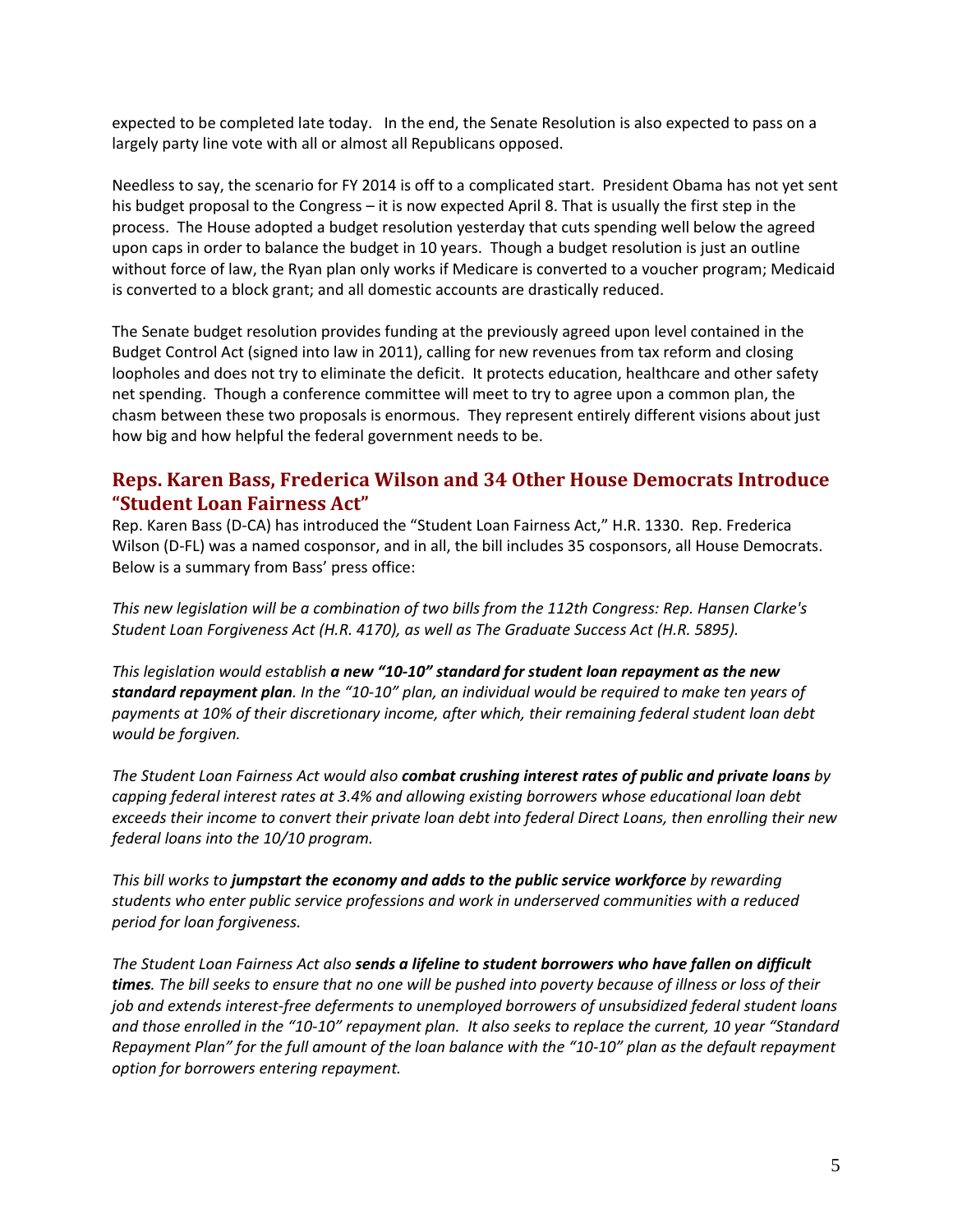expected to be completed late today. In the end, the Senate Resolution is also expected to pass on a largely party line vote with all or almost all Republicans opposed.

Needless to say, the scenario for FY 2014 is off to a complicated start. President Obama has not yet sent his budget proposal to the Congress – it is now expected April 8. That is usually the first step in the process. The House adopted a budget resolution yesterday that cuts spending well below the agreed upon caps in order to balance the budget in 10 years. Though a budget resolution is just an outline without force of law, the Ryan plan only works if Medicare is converted to a voucher program; Medicaid is converted to a block grant; and all domestic accounts are drastically reduced.

The Senate budget resolution provides funding at the previously agreed upon level contained in the Budget Control Act (signed into law in 2011), calling for new revenues from tax reform and closing loopholes and does not try to eliminate the deficit. It protects education, healthcare and other safety net spending. Though a conference committee will meet to try to agree upon a common plan, the chasm between these two proposals is enormous. They represent entirely different visions about just how big and how helpful the federal government needs to be.

## Reps. Karen Bass, Frederica Wilson and 34 Other House Democrats Introduce "Student Loan Fairness Act"

Rep. Karen Bass (D-CA) has introduced the "Student Loan Fairness Act," H.R. 1330. Rep. Frederica Wilson (D-FL) was a named cosponsor, and in all, the bill includes 35 cosponsors, all House Democrats. Below is a summary from Bass' press office:

*This new legislation will be a combination of two bills from the 112th Congress: Rep. Hansen Clarke's Student Loan Forgiveness Act (H.R. 4170), as well as The Graduate Success Act (H.R. 5895).*

*This legislation would establish **a new "10-10" standard for student loan repayment as the new standard repayment plan**. In the "10-10" plan, an individual would be required to make ten years of payments at 10% of their discretionary income, after which, their remaining federal student loan debt would be forgiven.*

*The Student Loan Fairness Act would also **combat crushing interest rates of public and private loans** by capping federal interest rates at 3.4% and allowing existing borrowers whose educational loan debt exceeds their income to convert their private loan debt into federal Direct Loans, then enrolling their new federal loans into the 10/10 program.*

*This bill works to **jumpstart the economy and adds to the public service workforce** by rewarding students who enter public service professions and work in underserved communities with a reduced period for loan forgiveness.*

*The Student Loan Fairness Act also **sends a lifeline to student borrowers who have fallen on difficult times**. The bill seeks to ensure that no one will be pushed into poverty because of illness or loss of their job and extends interest-free deferments to unemployed borrowers of unsubsidized federal student loans and those enrolled in the "10-10" repayment plan. It also seeks to replace the current, 10 year "Standard Repayment Plan" for the full amount of the loan balance with the "10-10" plan as the default repayment option for borrowers entering repayment.*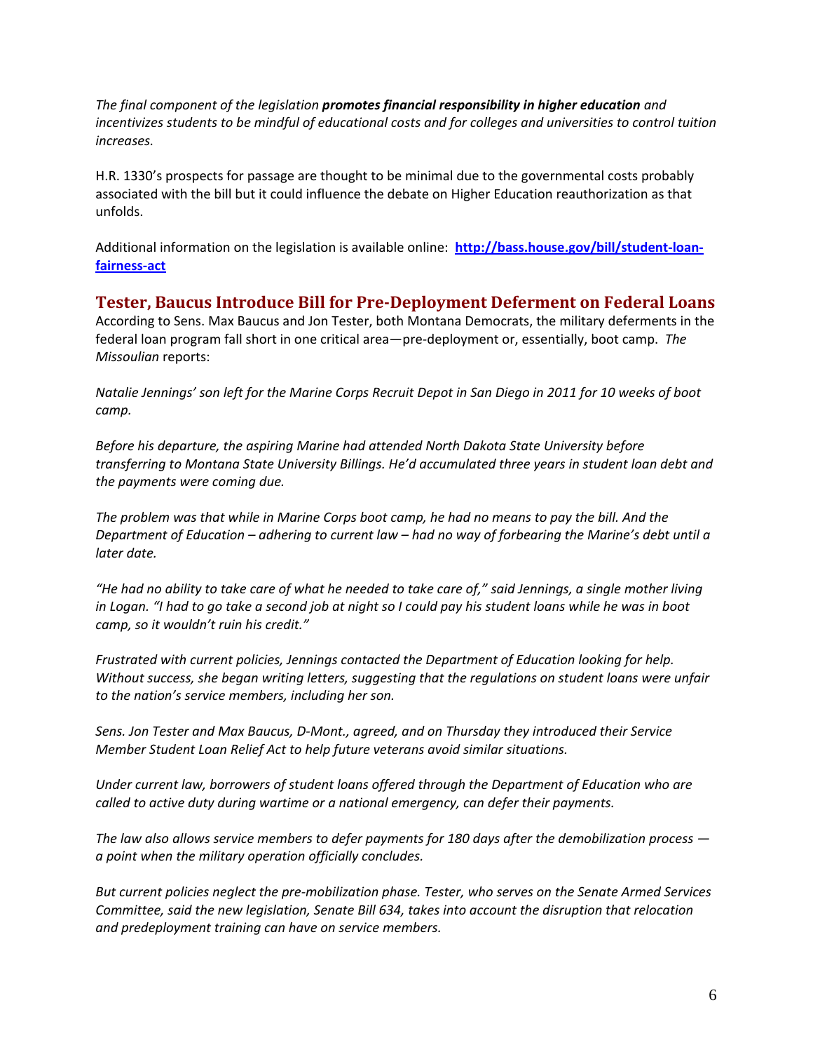*The final component of the legislation* ***promotes financial responsibility in higher education*** *and incentivizes students to be mindful of educational costs and for colleges and universities to control tuition increases.*

H.R. 1330's prospects for passage are thought to be minimal due to the governmental costs probably associated with the bill but it could influence the debate on Higher Education reauthorization as that unfolds.

Additional information on the legislation is available online: **[http://bass.house.gov/bill/student-loan-fairness-act](http://bass.house.gov/bill/student-loan-fairness-act)**

## Tester, Baucus Introduce Bill for Pre-Deployment Deferment on Federal Loans

According to Sens. Max Baucus and Jon Tester, both Montana Democrats, the military deferments in the federal loan program fall short in one critical area—pre-deployment or, essentially, boot camp. *The Missoulian* reports:

*Natalie Jennings' son left for the Marine Corps Recruit Depot in San Diego in 2011 for 10 weeks of boot camp.*

*Before his departure, the aspiring Marine had attended North Dakota State University before transferring to Montana State University Billings. He'd accumulated three years in student loan debt and the payments were coming due.*

*The problem was that while in Marine Corps boot camp, he had no means to pay the bill. And the Department of Education – adhering to current law – had no way of forbearing the Marine's debt until a later date.*

*"He had no ability to take care of what he needed to take care of," said Jennings, a single mother living in Logan. "I had to go take a second job at night so I could pay his student loans while he was in boot camp, so it wouldn't ruin his credit."*

*Frustrated with current policies, Jennings contacted the Department of Education looking for help. Without success, she began writing letters, suggesting that the regulations on student loans were unfair to the nation's service members, including her son.*

*Sens. Jon Tester and Max Baucus, D-Mont., agreed, and on Thursday they introduced their Service Member Student Loan Relief Act to help future veterans avoid similar situations.*

*Under current law, borrowers of student loans offered through the Department of Education who are called to active duty during wartime or a national emergency, can defer their payments.*

*The law also allows service members to defer payments for 180 days after the demobilization process — a point when the military operation officially concludes.*

*But current policies neglect the pre-mobilization phase. Tester, who serves on the Senate Armed Services Committee, said the new legislation, Senate Bill 634, takes into account the disruption that relocation and predeployment training can have on service members.*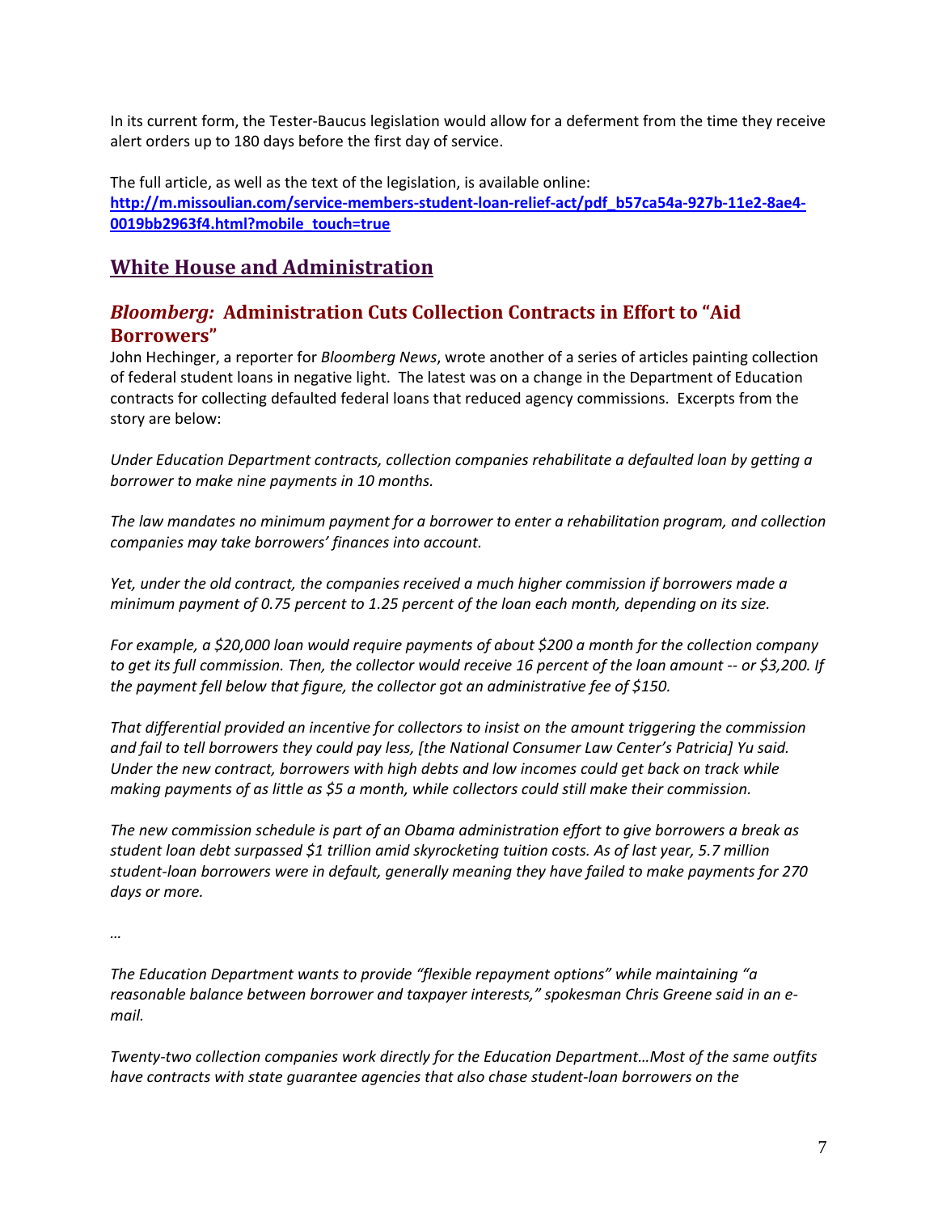In its current form, the Tester-Baucus legislation would allow for a deferment from the time they receive alert orders up to 180 days before the first day of service.

The full article, as well as the text of the legislation, is available online:
**http://m.missoulian.com/service-members-student-loan-relief-act/pdf_b57ca54a-927b-11e2-8ae4-0019bb2963f4.html?mobile_touch=true**

## White House and Administration

### *Bloomberg:* Administration Cuts Collection Contracts in Effort to "Aid Borrowers"

John Hechinger, a reporter for *Bloomberg News*, wrote another of a series of articles painting collection of federal student loans in negative light. The latest was on a change in the Department of Education contracts for collecting defaulted federal loans that reduced agency commissions. Excerpts from the story are below:

*Under Education Department contracts, collection companies rehabilitate a defaulted loan by getting a borrower to make nine payments in 10 months.*

*The law mandates no minimum payment for a borrower to enter a rehabilitation program, and collection companies may take borrowers' finances into account.*

*Yet, under the old contract, the companies received a much higher commission if borrowers made a minimum payment of 0.75 percent to 1.25 percent of the loan each month, depending on its size.*

*For example, a $20,000 loan would require payments of about $200 a month for the collection company to get its full commission. Then, the collector would receive 16 percent of the loan amount -- or $3,200. If the payment fell below that figure, the collector got an administrative fee of $150.*

*That differential provided an incentive for collectors to insist on the amount triggering the commission and fail to tell borrowers they could pay less, [the National Consumer Law Center's Patricia] Yu said. Under the new contract, borrowers with high debts and low incomes could get back on track while making payments of as little as $5 a month, while collectors could still make their commission.*

*The new commission schedule is part of an Obama administration effort to give borrowers a break as student loan debt surpassed $1 trillion amid skyrocketing tuition costs. As of last year, 5.7 million student-loan borrowers were in default, generally meaning they have failed to make payments for 270 days or more.*

*…*

*The Education Department wants to provide "flexible repayment options" while maintaining "a reasonable balance between borrower and taxpayer interests," spokesman Chris Greene said in an e-mail.*

*Twenty-two collection companies work directly for the Education Department…Most of the same outfits have contracts with state guarantee agencies that also chase student-loan borrowers on the*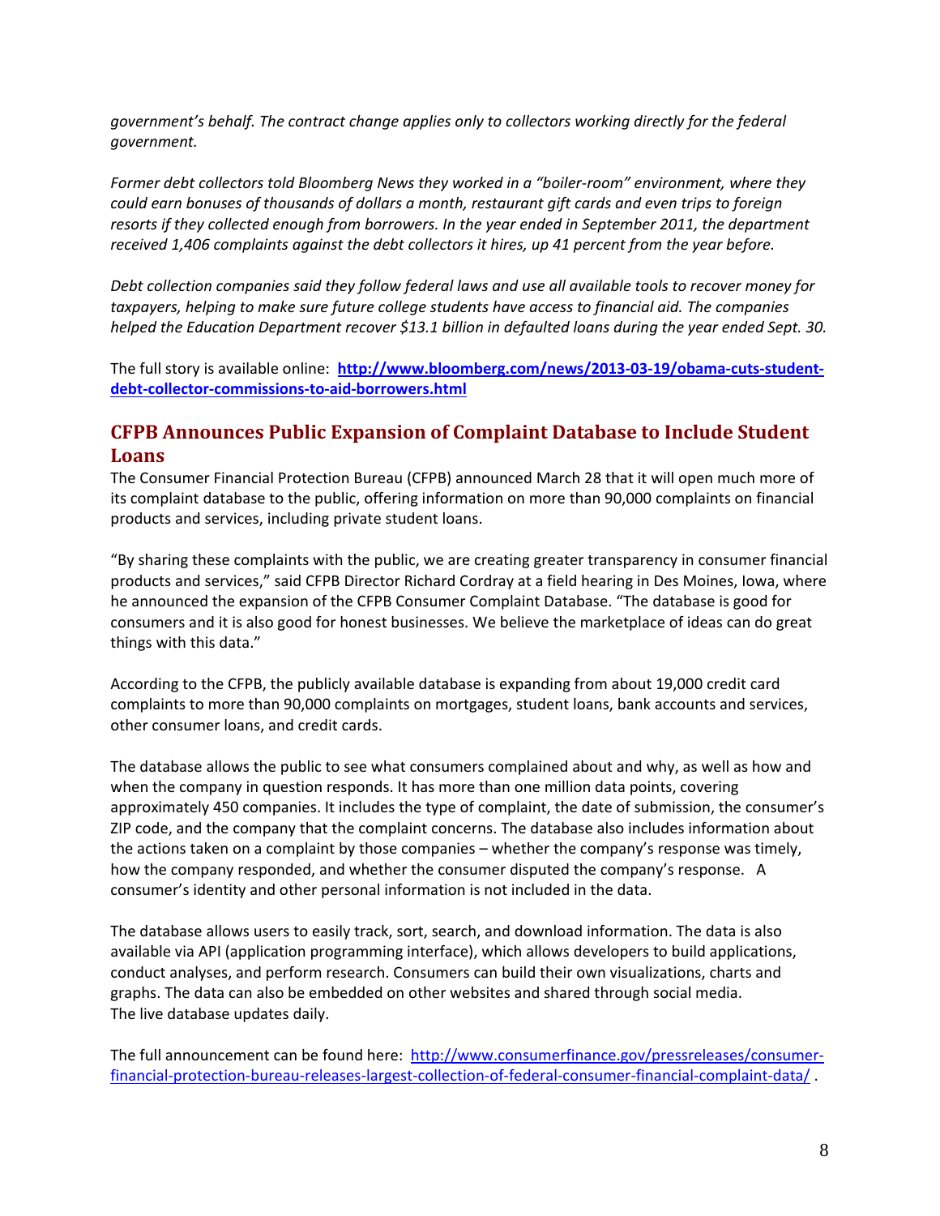*government's behalf. The contract change applies only to collectors working directly for the federal government.*

*Former debt collectors told Bloomberg News they worked in a "boiler-room" environment, where they could earn bonuses of thousands of dollars a month, restaurant gift cards and even trips to foreign resorts if they collected enough from borrowers. In the year ended in September 2011, the department received 1,406 complaints against the debt collectors it hires, up 41 percent from the year before.*

*Debt collection companies said they follow federal laws and use all available tools to recover money for taxpayers, helping to make sure future college students have access to financial aid. The companies helped the Education Department recover $13.1 billion in defaulted loans during the year ended Sept. 30.*

The full story is available online: **http://www.bloomberg.com/news/2013-03-19/obama-cuts-student-debt-collector-commissions-to-aid-borrowers.html**

## CFPB Announces Public Expansion of Complaint Database to Include Student Loans

The Consumer Financial Protection Bureau (CFPB) announced March 28 that it will open much more of its complaint database to the public, offering information on more than 90,000 complaints on financial products and services, including private student loans.

"By sharing these complaints with the public, we are creating greater transparency in consumer financial products and services," said CFPB Director Richard Cordray at a field hearing in Des Moines, Iowa, where he announced the expansion of the CFPB Consumer Complaint Database. "The database is good for consumers and it is also good for honest businesses. We believe the marketplace of ideas can do great things with this data."

According to the CFPB, the publicly available database is expanding from about 19,000 credit card complaints to more than 90,000 complaints on mortgages, student loans, bank accounts and services, other consumer loans, and credit cards.

The database allows the public to see what consumers complained about and why, as well as how and when the company in question responds. It has more than one million data points, covering approximately 450 companies. It includes the type of complaint, the date of submission, the consumer's ZIP code, and the company that the complaint concerns. The database also includes information about the actions taken on a complaint by those companies – whether the company's response was timely, how the company responded, and whether the consumer disputed the company's response. A consumer's identity and other personal information is not included in the data.

The database allows users to easily track, sort, search, and download information. The data is also available via API (application programming interface), which allows developers to build applications, conduct analyses, and perform research. Consumers can build their own visualizations, charts and graphs. The data can also be embedded on other websites and shared through social media.
The live database updates daily.

The full announcement can be found here: http://www.consumerfinance.gov/pressreleases/consumer-financial-protection-bureau-releases-largest-collection-of-federal-consumer-financial-complaint-data/ .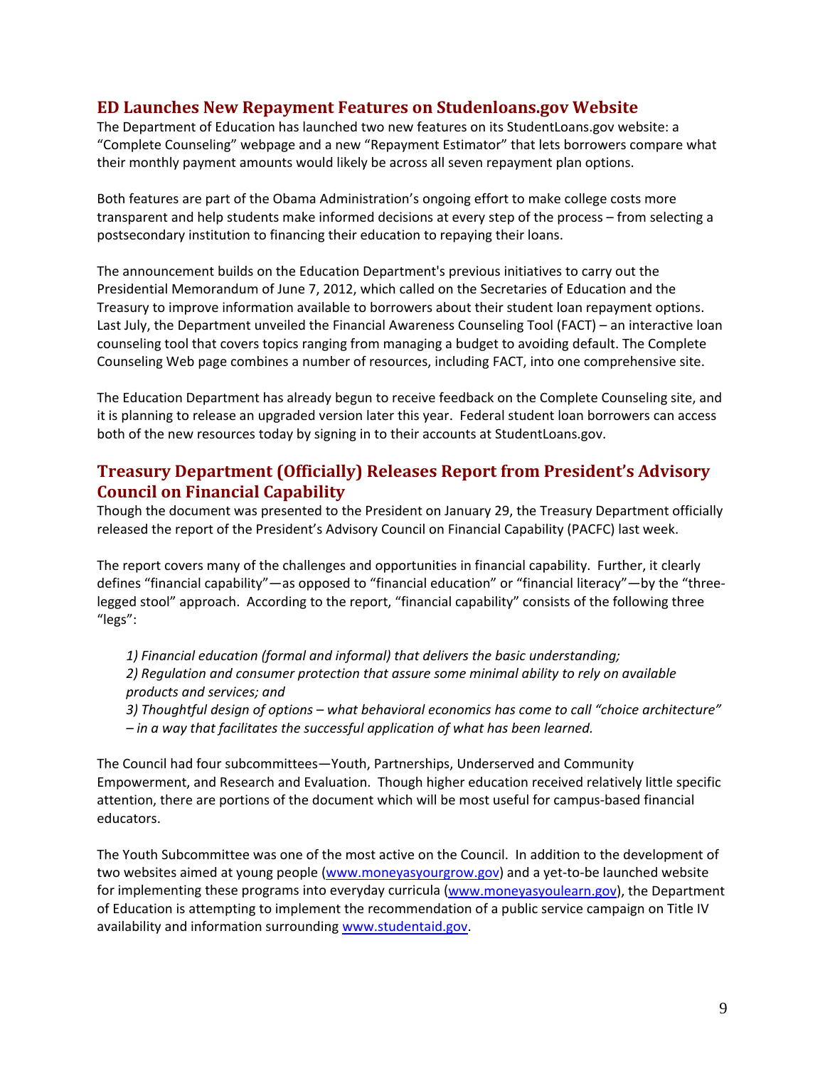## ED Launches New Repayment Features on Studenloans.gov Website

The Department of Education has launched two new features on its StudentLoans.gov website: a "Complete Counseling" webpage and a new "Repayment Estimator" that lets borrowers compare what their monthly payment amounts would likely be across all seven repayment plan options.

Both features are part of the Obama Administration's ongoing effort to make college costs more transparent and help students make informed decisions at every step of the process – from selecting a postsecondary institution to financing their education to repaying their loans.

The announcement builds on the Education Department's previous initiatives to carry out the Presidential Memorandum of June 7, 2012, which called on the Secretaries of Education and the Treasury to improve information available to borrowers about their student loan repayment options. Last July, the Department unveiled the Financial Awareness Counseling Tool (FACT) – an interactive loan counseling tool that covers topics ranging from managing a budget to avoiding default. The Complete Counseling Web page combines a number of resources, including FACT, into one comprehensive site.

The Education Department has already begun to receive feedback on the Complete Counseling site, and it is planning to release an upgraded version later this year. Federal student loan borrowers can access both of the new resources today by signing in to their accounts at StudentLoans.gov.

## Treasury Department (Officially) Releases Report from President's Advisory Council on Financial Capability

Though the document was presented to the President on January 29, the Treasury Department officially released the report of the President's Advisory Council on Financial Capability (PACFC) last week.

The report covers many of the challenges and opportunities in financial capability. Further, it clearly defines "financial capability"—as opposed to "financial education" or "financial literacy"—by the "three-legged stool" approach. According to the report, "financial capability" consists of the following three "legs":

> *1) Financial education (formal and informal) that delivers the basic understanding;*
> *2) Regulation and consumer protection that assure some minimal ability to rely on available products and services; and*
> *3) Thoughtful design of options – what behavioral economics has come to call "choice architecture" – in a way that facilitates the successful application of what has been learned.*

The Council had four subcommittees—Youth, Partnerships, Underserved and Community Empowerment, and Research and Evaluation. Though higher education received relatively little specific attention, there are portions of the document which will be most useful for campus-based financial educators.

The Youth Subcommittee was one of the most active on the Council. In addition to the development of two websites aimed at young people (www.moneyasyougrow.gov) and a yet-to-be launched website for implementing these programs into everyday curricula (www.moneyasyoulearn.gov), the Department of Education is attempting to implement the recommendation of a public service campaign on Title IV availability and information surrounding www.studentaid.gov.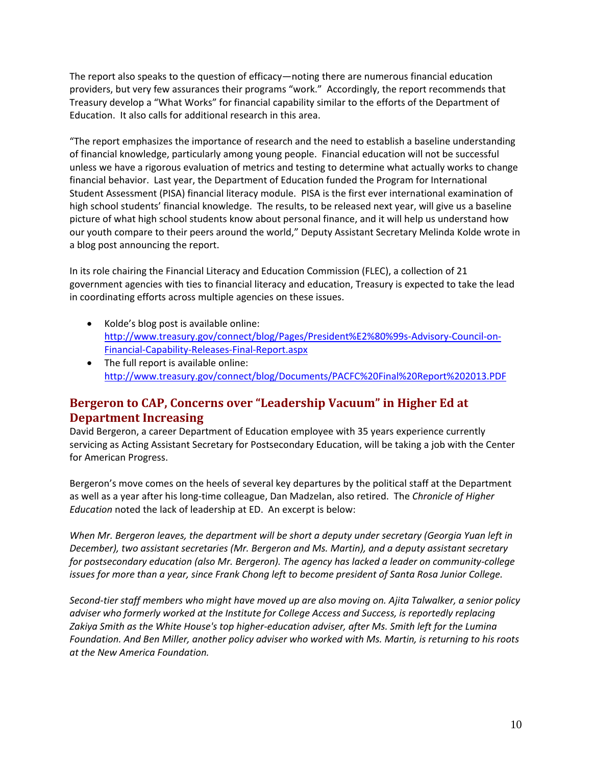The report also speaks to the question of efficacy—noting there are numerous financial education providers, but very few assurances their programs "work." Accordingly, the report recommends that Treasury develop a "What Works" for financial capability similar to the efforts of the Department of Education. It also calls for additional research in this area.

"The report emphasizes the importance of research and the need to establish a baseline understanding of financial knowledge, particularly among young people. Financial education will not be successful unless we have a rigorous evaluation of metrics and testing to determine what actually works to change financial behavior. Last year, the Department of Education funded the Program for International Student Assessment (PISA) financial literacy module. PISA is the first ever international examination of high school students' financial knowledge. The results, to be released next year, will give us a baseline picture of what high school students know about personal finance, and it will help us understand how our youth compare to their peers around the world," Deputy Assistant Secretary Melinda Kolde wrote in a blog post announcing the report.

In its role chairing the Financial Literacy and Education Commission (FLEC), a collection of 21 government agencies with ties to financial literacy and education, Treasury is expected to take the lead in coordinating efforts across multiple agencies on these issues.

- Kolde's blog post is available online: http://www.treasury.gov/connect/blog/Pages/President%E2%80%99s-Advisory-Council-on-Financial-Capability-Releases-Final-Report.aspx
- The full report is available online: http://www.treasury.gov/connect/blog/Documents/PACFC%20Final%20Report%202013.PDF

## Bergeron to CAP, Concerns over "Leadership Vacuum" in Higher Ed at Department Increasing

David Bergeron, a career Department of Education employee with 35 years experience currently servicing as Acting Assistant Secretary for Postsecondary Education, will be taking a job with the Center for American Progress.

Bergeron's move comes on the heels of several key departures by the political staff at the Department as well as a year after his long-time colleague, Dan Madzelan, also retired. The *Chronicle of Higher Education* noted the lack of leadership at ED. An excerpt is below:

*When Mr. Bergeron leaves, the department will be short a deputy under secretary (Georgia Yuan left in December), two assistant secretaries (Mr. Bergeron and Ms. Martin), and a deputy assistant secretary for postsecondary education (also Mr. Bergeron). The agency has lacked a leader on community-college issues for more than a year, since Frank Chong left to become president of Santa Rosa Junior College.*

*Second-tier staff members who might have moved up are also moving on. Ajita Talwalker, a senior policy adviser who formerly worked at the Institute for College Access and Success, is reportedly replacing Zakiya Smith as the White House's top higher-education adviser, after Ms. Smith left for the Lumina Foundation. And Ben Miller, another policy adviser who worked with Ms. Martin, is returning to his roots at the New America Foundation.*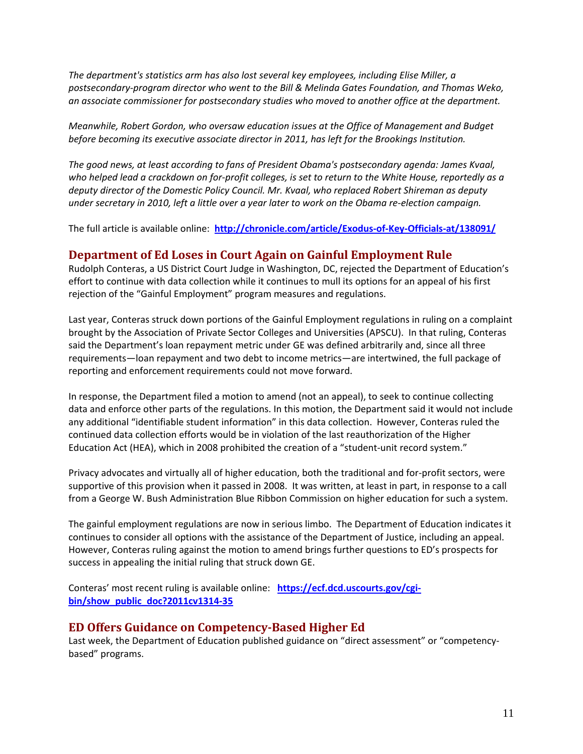*The department's statistics arm has also lost several key employees, including Elise Miller, a postsecondary-program director who went to the Bill & Melinda Gates Foundation, and Thomas Weko, an associate commissioner for postsecondary studies who moved to another office at the department.*

*Meanwhile, Robert Gordon, who oversaw education issues at the Office of Management and Budget before becoming its executive associate director in 2011, has left for the Brookings Institution.*

*The good news, at least according to fans of President Obama's postsecondary agenda: James Kvaal, who helped lead a crackdown on for-profit colleges, is set to return to the White House, reportedly as a deputy director of the Domestic Policy Council. Mr. Kvaal, who replaced Robert Shireman as deputy under secretary in 2010, left a little over a year later to work on the Obama re-election campaign.*

The full article is available online: **http://chronicle.com/article/Exodus-of-Key-Officials-at/138091/**

## Department of Ed Loses in Court Again on Gainful Employment Rule

Rudolph Conteras, a US District Court Judge in Washington, DC, rejected the Department of Education's effort to continue with data collection while it continues to mull its options for an appeal of his first rejection of the "Gainful Employment" program measures and regulations.

Last year, Conteras struck down portions of the Gainful Employment regulations in ruling on a complaint brought by the Association of Private Sector Colleges and Universities (APSCU). In that ruling, Conteras said the Department's loan repayment metric under GE was defined arbitrarily and, since all three requirements—loan repayment and two debt to income metrics—are intertwined, the full package of reporting and enforcement requirements could not move forward.

In response, the Department filed a motion to amend (not an appeal), to seek to continue collecting data and enforce other parts of the regulations. In this motion, the Department said it would not include any additional "identifiable student information" in this data collection. However, Conteras ruled the continued data collection efforts would be in violation of the last reauthorization of the Higher Education Act (HEA), which in 2008 prohibited the creation of a "student-unit record system."

Privacy advocates and virtually all of higher education, both the traditional and for-profit sectors, were supportive of this provision when it passed in 2008. It was written, at least in part, in response to a call from a George W. Bush Administration Blue Ribbon Commission on higher education for such a system.

The gainful employment regulations are now in serious limbo. The Department of Education indicates it continues to consider all options with the assistance of the Department of Justice, including an appeal. However, Conteras ruling against the motion to amend brings further questions to ED's prospects for success in appealing the initial ruling that struck down GE.

Conteras' most recent ruling is available online: **https://ecf.dcd.uscourts.gov/cgi-bin/show_public_doc?2011cv1314-35**

## ED Offers Guidance on Competency-Based Higher Ed

Last week, the Department of Education published guidance on "direct assessment" or "competency-based" programs.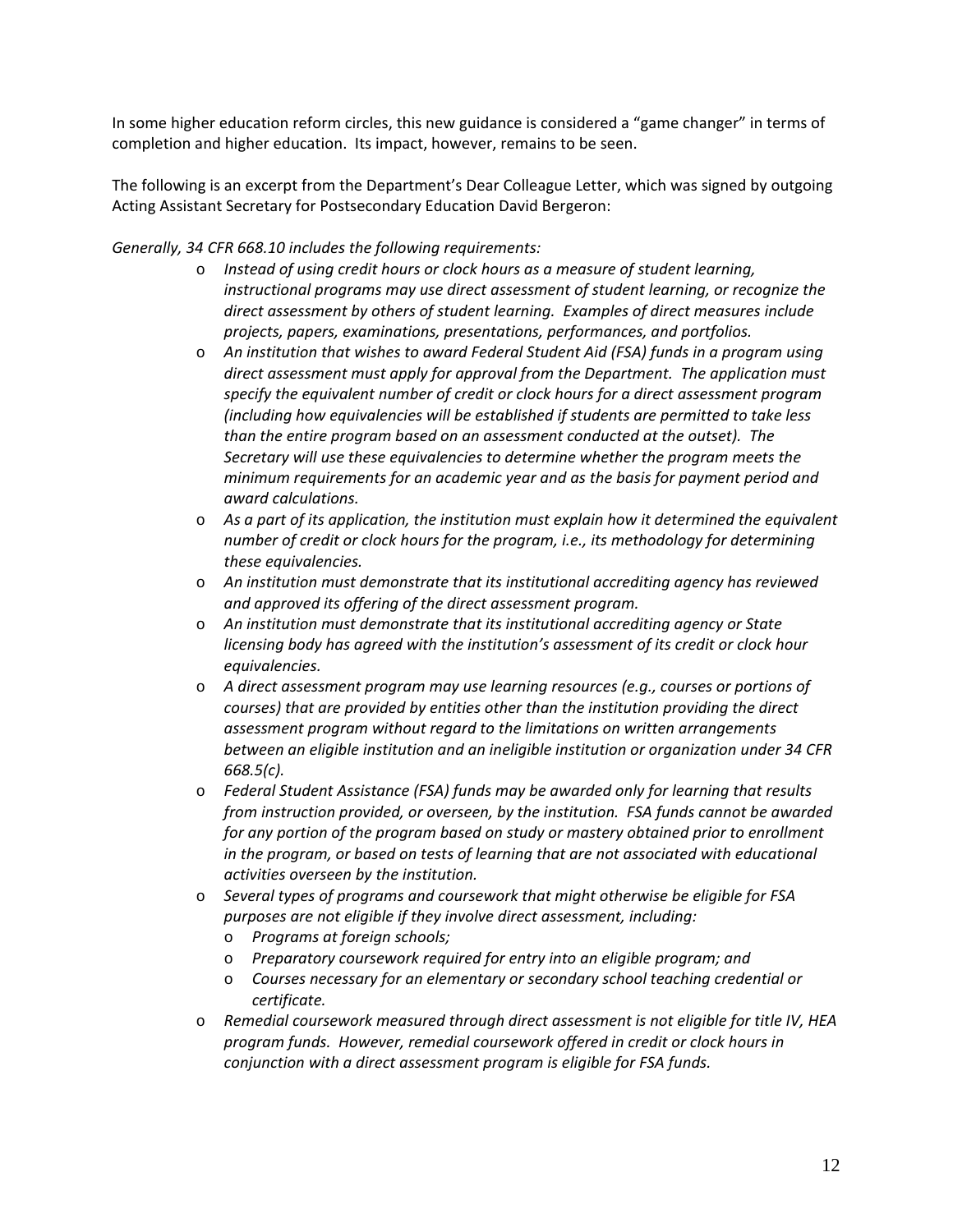In some higher education reform circles, this new guidance is considered a "game changer" in terms of completion and higher education. Its impact, however, remains to be seen.

The following is an excerpt from the Department's Dear Colleague Letter, which was signed by outgoing Acting Assistant Secretary for Postsecondary Education David Bergeron:

*Generally, 34 CFR 668.10 includes the following requirements:*

- *Instead of using credit hours or clock hours as a measure of student learning, instructional programs may use direct assessment of student learning, or recognize the direct assessment by others of student learning. Examples of direct measures include projects, papers, examinations, presentations, performances, and portfolios.*
- *An institution that wishes to award Federal Student Aid (FSA) funds in a program using direct assessment must apply for approval from the Department. The application must specify the equivalent number of credit or clock hours for a direct assessment program (including how equivalencies will be established if students are permitted to take less than the entire program based on an assessment conducted at the outset). The Secretary will use these equivalencies to determine whether the program meets the minimum requirements for an academic year and as the basis for payment period and award calculations.*
- *As a part of its application, the institution must explain how it determined the equivalent number of credit or clock hours for the program, i.e., its methodology for determining these equivalencies.*
- *An institution must demonstrate that its institutional accrediting agency has reviewed and approved its offering of the direct assessment program.*
- *An institution must demonstrate that its institutional accrediting agency or State licensing body has agreed with the institution's assessment of its credit or clock hour equivalencies.*
- *A direct assessment program may use learning resources (e.g., courses or portions of courses) that are provided by entities other than the institution providing the direct assessment program without regard to the limitations on written arrangements between an eligible institution and an ineligible institution or organization under 34 CFR 668.5(c).*
- *Federal Student Assistance (FSA) funds may be awarded only for learning that results from instruction provided, or overseen, by the institution. FSA funds cannot be awarded for any portion of the program based on study or mastery obtained prior to enrollment in the program, or based on tests of learning that are not associated with educational activities overseen by the institution.*
- *Several types of programs and coursework that might otherwise be eligible for FSA purposes are not eligible if they involve direct assessment, including:*
  - *Programs at foreign schools;*
  - *Preparatory coursework required for entry into an eligible program; and*
  - *Courses necessary for an elementary or secondary school teaching credential or certificate.*
- *Remedial coursework measured through direct assessment is not eligible for title IV, HEA program funds. However, remedial coursework offered in credit or clock hours in conjunction with a direct assessment program is eligible for FSA funds.*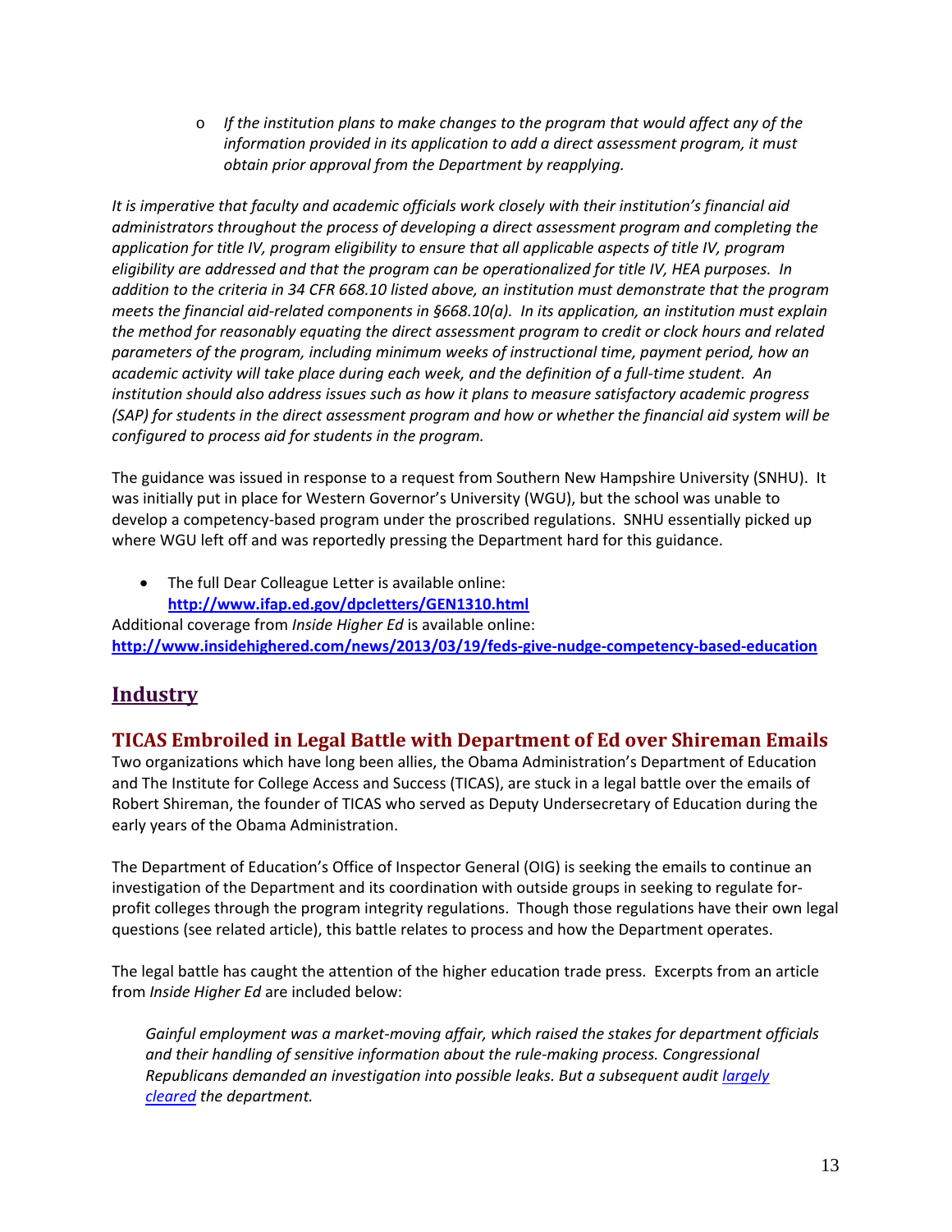- *If the institution plans to make changes to the program that would affect any of the information provided in its application to add a direct assessment program, it must obtain prior approval from the Department by reapplying.*

*It is imperative that faculty and academic officials work closely with their institution's financial aid administrators throughout the process of developing a direct assessment program and completing the application for title IV, program eligibility to ensure that all applicable aspects of title IV, program eligibility are addressed and that the program can be operationalized for title IV, HEA purposes. In addition to the criteria in 34 CFR 668.10 listed above, an institution must demonstrate that the program meets the financial aid-related components in §668.10(a). In its application, an institution must explain the method for reasonably equating the direct assessment program to credit or clock hours and related parameters of the program, including minimum weeks of instructional time, payment period, how an academic activity will take place during each week, and the definition of a full-time student. An institution should also address issues such as how it plans to measure satisfactory academic progress (SAP) for students in the direct assessment program and how or whether the financial aid system will be configured to process aid for students in the program.*

The guidance was issued in response to a request from Southern New Hampshire University (SNHU). It was initially put in place for Western Governor's University (WGU), but the school was unable to develop a competency-based program under the proscribed regulations. SNHU essentially picked up where WGU left off and was reportedly pressing the Department hard for this guidance.

- The full Dear Colleague Letter is available online: **http://www.ifap.ed.gov/dpcletters/GEN1310.html**

Additional coverage from *Inside Higher Ed* is available online: **http://www.insidehighered.com/news/2013/03/19/feds-give-nudge-competency-based-education**

## Industry

### TICAS Embroiled in Legal Battle with Department of Ed over Shireman Emails

Two organizations which have long been allies, the Obama Administration's Department of Education and The Institute for College Access and Success (TICAS), are stuck in a legal battle over the emails of Robert Shireman, the founder of TICAS who served as Deputy Undersecretary of Education during the early years of the Obama Administration.

The Department of Education's Office of Inspector General (OIG) is seeking the emails to continue an investigation of the Department and its coordination with outside groups in seeking to regulate for-profit colleges through the program integrity regulations. Though those regulations have their own legal questions (see related article), this battle relates to process and how the Department operates.

The legal battle has caught the attention of the higher education trade press. Excerpts from an article from *Inside Higher Ed* are included below:

> *Gainful employment was a market-moving affair, which raised the stakes for department officials and their handling of sensitive information about the rule-making process. Congressional Republicans demanded an investigation into possible leaks. But a subsequent audit largely cleared the department.*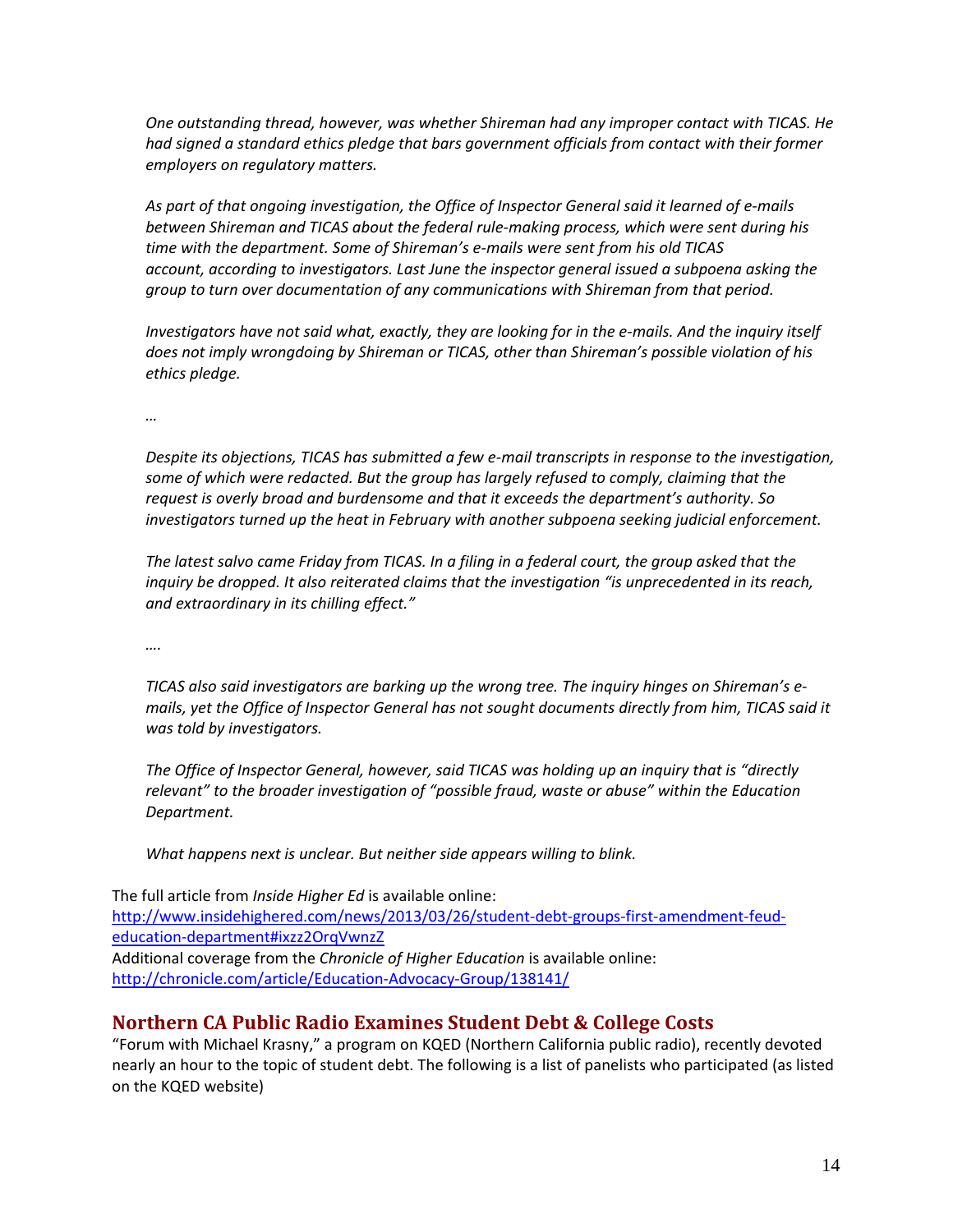*One outstanding thread, however, was whether Shireman had any improper contact with TICAS. He had signed a standard ethics pledge that bars government officials from contact with their former employers on regulatory matters.*

*As part of that ongoing investigation, the Office of Inspector General said it learned of e-mails between Shireman and TICAS about the federal rule-making process, which were sent during his time with the department. Some of Shireman's e-mails were sent from his old TICAS account, according to investigators. Last June the inspector general issued a subpoena asking the group to turn over documentation of any communications with Shireman from that period.*

*Investigators have not said what, exactly, they are looking for in the e-mails. And the inquiry itself does not imply wrongdoing by Shireman or TICAS, other than Shireman's possible violation of his ethics pledge.*

*…*

*Despite its objections, TICAS has submitted a few e-mail transcripts in response to the investigation, some of which were redacted. But the group has largely refused to comply, claiming that the request is overly broad and burdensome and that it exceeds the department's authority. So investigators turned up the heat in February with another subpoena seeking judicial enforcement.*

*The latest salvo came Friday from TICAS. In a filing in a federal court, the group asked that the inquiry be dropped. It also reiterated claims that the investigation "is unprecedented in its reach, and extraordinary in its chilling effect."*

*….*

*TICAS also said investigators are barking up the wrong tree. The inquiry hinges on Shireman's e-mails, yet the Office of Inspector General has not sought documents directly from him, TICAS said it was told by investigators.*

*The Office of Inspector General, however, said TICAS was holding up an inquiry that is "directly relevant" to the broader investigation of "possible fraud, waste or abuse" within the Education Department.*

*What happens next is unclear. But neither side appears willing to blink.*

The full article from *Inside Higher Ed* is available online:
http://www.insidehighered.com/news/2013/03/26/student-debt-groups-first-amendment-feud-education-department#ixzz2OrqVwnzZ
Additional coverage from the *Chronicle of Higher Education* is available online:
http://chronicle.com/article/Education-Advocacy-Group/138141/

## Northern CA Public Radio Examines Student Debt & College Costs

"Forum with Michael Krasny," a program on KQED (Northern California public radio), recently devoted nearly an hour to the topic of student debt. The following is a list of panelists who participated (as listed on the KQED website)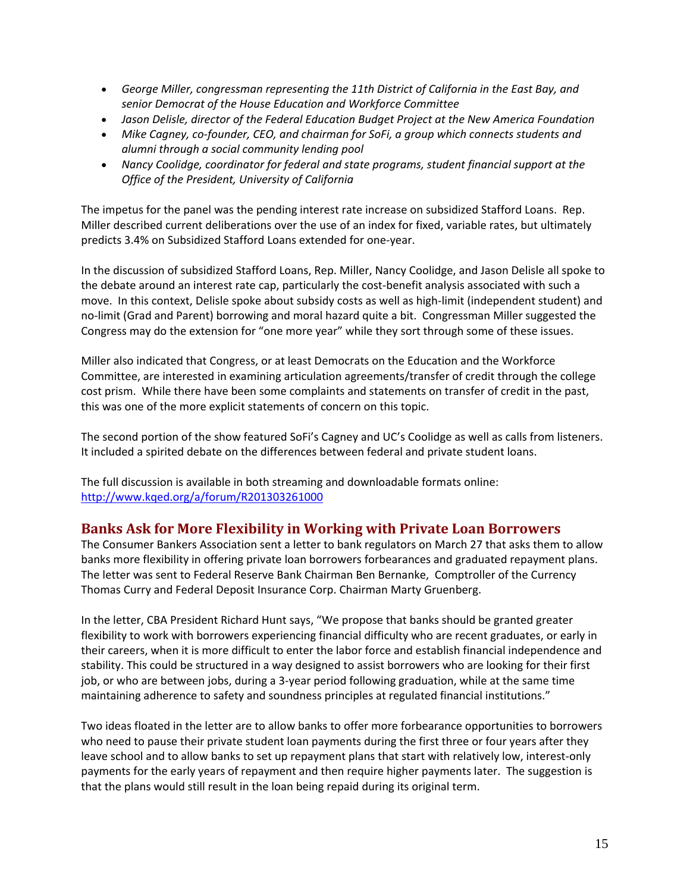- *George Miller, congressman representing the 11th District of California in the East Bay, and senior Democrat of the House Education and Workforce Committee*
- *Jason Delisle, director of the Federal Education Budget Project at the New America Foundation*
- *Mike Cagney, co-founder, CEO, and chairman for SoFi, a group which connects students and alumni through a social community lending pool*
- *Nancy Coolidge, coordinator for federal and state programs, student financial support at the Office of the President, University of California*

The impetus for the panel was the pending interest rate increase on subsidized Stafford Loans. Rep. Miller described current deliberations over the use of an index for fixed, variable rates, but ultimately predicts 3.4% on Subsidized Stafford Loans extended for one-year.

In the discussion of subsidized Stafford Loans, Rep. Miller, Nancy Coolidge, and Jason Delisle all spoke to the debate around an interest rate cap, particularly the cost-benefit analysis associated with such a move. In this context, Delisle spoke about subsidy costs as well as high-limit (independent student) and no-limit (Grad and Parent) borrowing and moral hazard quite a bit. Congressman Miller suggested the Congress may do the extension for "one more year" while they sort through some of these issues.

Miller also indicated that Congress, or at least Democrats on the Education and the Workforce Committee, are interested in examining articulation agreements/transfer of credit through the college cost prism. While there have been some complaints and statements on transfer of credit in the past, this was one of the more explicit statements of concern on this topic.

The second portion of the show featured SoFi's Cagney and UC's Coolidge as well as calls from listeners. It included a spirited debate on the differences between federal and private student loans.

The full discussion is available in both streaming and downloadable formats online: [http://www.kqed.org/a/forum/R201303261000](http://www.kqed.org/a/forum/R201303261000)

## Banks Ask for More Flexibility in Working with Private Loan Borrowers

The Consumer Bankers Association sent a letter to bank regulators on March 27 that asks them to allow banks more flexibility in offering private loan borrowers forbearances and graduated repayment plans. The letter was sent to Federal Reserve Bank Chairman Ben Bernanke, Comptroller of the Currency Thomas Curry and Federal Deposit Insurance Corp. Chairman Marty Gruenberg.

In the letter, CBA President Richard Hunt says, "We propose that banks should be granted greater flexibility to work with borrowers experiencing financial difficulty who are recent graduates, or early in their careers, when it is more difficult to enter the labor force and establish financial independence and stability. This could be structured in a way designed to assist borrowers who are looking for their first job, or who are between jobs, during a 3-year period following graduation, while at the same time maintaining adherence to safety and soundness principles at regulated financial institutions."

Two ideas floated in the letter are to allow banks to offer more forbearance opportunities to borrowers who need to pause their private student loan payments during the first three or four years after they leave school and to allow banks to set up repayment plans that start with relatively low, interest-only payments for the early years of repayment and then require higher payments later. The suggestion is that the plans would still result in the loan being repaid during its original term.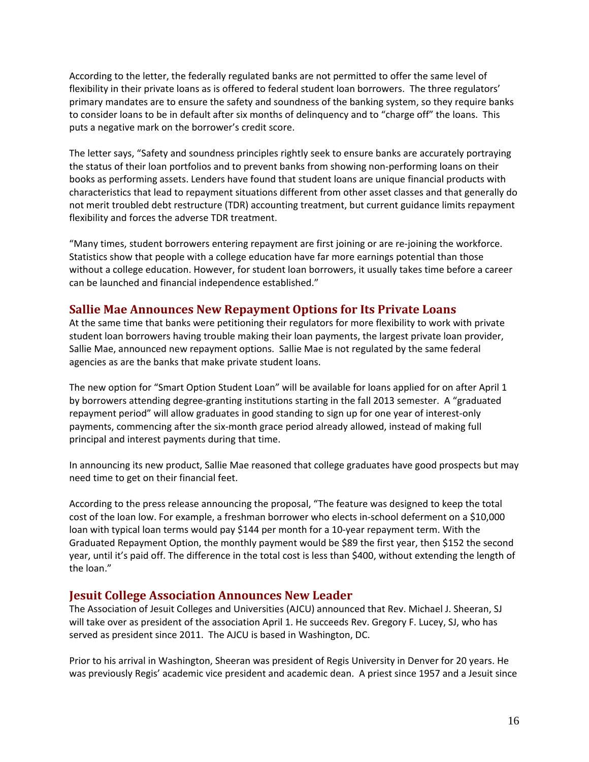According to the letter, the federally regulated banks are not permitted to offer the same level of flexibility in their private loans as is offered to federal student loan borrowers. The three regulators' primary mandates are to ensure the safety and soundness of the banking system, so they require banks to consider loans to be in default after six months of delinquency and to "charge off" the loans. This puts a negative mark on the borrower's credit score.

The letter says, "Safety and soundness principles rightly seek to ensure banks are accurately portraying the status of their loan portfolios and to prevent banks from showing non-performing loans on their books as performing assets. Lenders have found that student loans are unique financial products with characteristics that lead to repayment situations different from other asset classes and that generally do not merit troubled debt restructure (TDR) accounting treatment, but current guidance limits repayment flexibility and forces the adverse TDR treatment.

"Many times, student borrowers entering repayment are first joining or are re-joining the workforce. Statistics show that people with a college education have far more earnings potential than those without a college education. However, for student loan borrowers, it usually takes time before a career can be launched and financial independence established."

## Sallie Mae Announces New Repayment Options for Its Private Loans

At the same time that banks were petitioning their regulators for more flexibility to work with private student loan borrowers having trouble making their loan payments, the largest private loan provider, Sallie Mae, announced new repayment options. Sallie Mae is not regulated by the same federal agencies as are the banks that make private student loans.

The new option for "Smart Option Student Loan" will be available for loans applied for on after April 1 by borrowers attending degree-granting institutions starting in the fall 2013 semester. A "graduated repayment period" will allow graduates in good standing to sign up for one year of interest-only payments, commencing after the six-month grace period already allowed, instead of making full principal and interest payments during that time.

In announcing its new product, Sallie Mae reasoned that college graduates have good prospects but may need time to get on their financial feet.

According to the press release announcing the proposal, "The feature was designed to keep the total cost of the loan low. For example, a freshman borrower who elects in-school deferment on a $10,000 loan with typical loan terms would pay $144 per month for a 10-year repayment term. With the Graduated Repayment Option, the monthly payment would be $89 the first year, then $152 the second year, until it's paid off. The difference in the total cost is less than $400, without extending the length of the loan."

## Jesuit College Association Announces New Leader

The Association of Jesuit Colleges and Universities (AJCU) announced that Rev. Michael J. Sheeran, SJ will take over as president of the association April 1. He succeeds Rev. Gregory F. Lucey, SJ, who has served as president since 2011. The AJCU is based in Washington, DC.

Prior to his arrival in Washington, Sheeran was president of Regis University in Denver for 20 years. He was previously Regis' academic vice president and academic dean. A priest since 1957 and a Jesuit since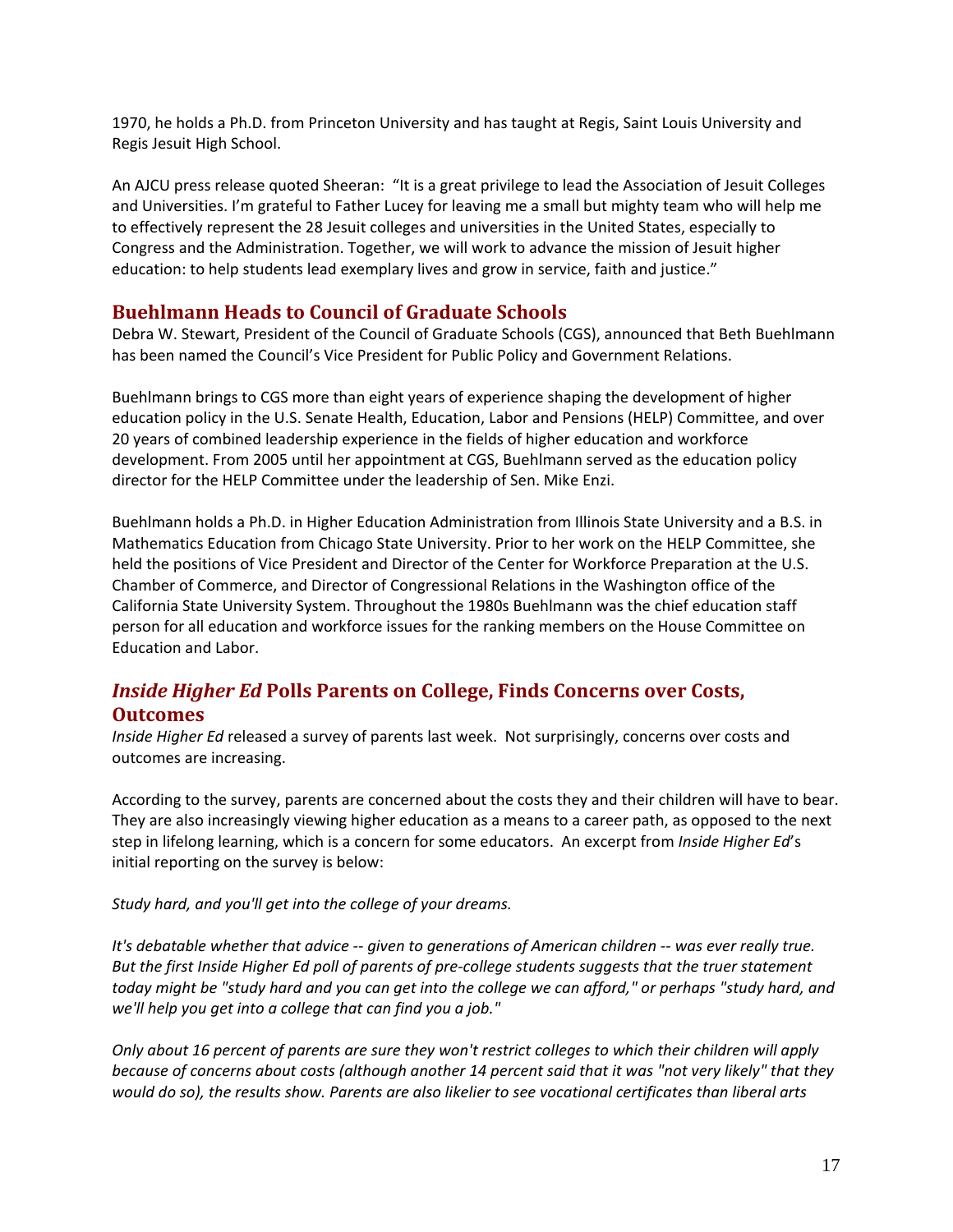1970, he holds a Ph.D. from Princeton University and has taught at Regis, Saint Louis University and Regis Jesuit High School.

An AJCU press release quoted Sheeran: "It is a great privilege to lead the Association of Jesuit Colleges and Universities. I'm grateful to Father Lucey for leaving me a small but mighty team who will help me to effectively represent the 28 Jesuit colleges and universities in the United States, especially to Congress and the Administration. Together, we will work to advance the mission of Jesuit higher education: to help students lead exemplary lives and grow in service, faith and justice."

## Buehlmann Heads to Council of Graduate Schools

Debra W. Stewart, President of the Council of Graduate Schools (CGS), announced that Beth Buehlmann has been named the Council's Vice President for Public Policy and Government Relations.

Buehlmann brings to CGS more than eight years of experience shaping the development of higher education policy in the U.S. Senate Health, Education, Labor and Pensions (HELP) Committee, and over 20 years of combined leadership experience in the fields of higher education and workforce development. From 2005 until her appointment at CGS, Buehlmann served as the education policy director for the HELP Committee under the leadership of Sen. Mike Enzi.

Buehlmann holds a Ph.D. in Higher Education Administration from Illinois State University and a B.S. in Mathematics Education from Chicago State University. Prior to her work on the HELP Committee, she held the positions of Vice President and Director of the Center for Workforce Preparation at the U.S. Chamber of Commerce, and Director of Congressional Relations in the Washington office of the California State University System. Throughout the 1980s Buehlmann was the chief education staff person for all education and workforce issues for the ranking members on the House Committee on Education and Labor.

## *Inside Higher Ed* Polls Parents on College, Finds Concerns over Costs, Outcomes

*Inside Higher Ed* released a survey of parents last week. Not surprisingly, concerns over costs and outcomes are increasing.

According to the survey, parents are concerned about the costs they and their children will have to bear. They are also increasingly viewing higher education as a means to a career path, as opposed to the next step in lifelong learning, which is a concern for some educators. An excerpt from *Inside Higher Ed*'s initial reporting on the survey is below:

*Study hard, and you'll get into the college of your dreams.*

*It's debatable whether that advice -- given to generations of American children -- was ever really true. But the first Inside Higher Ed poll of parents of pre-college students suggests that the truer statement today might be "study hard and you can get into the college we can afford," or perhaps "study hard, and we'll help you get into a college that can find you a job."*

*Only about 16 percent of parents are sure they won't restrict colleges to which their children will apply because of concerns about costs (although another 14 percent said that it was "not very likely" that they would do so), the results show. Parents are also likelier to see vocational certificates than liberal arts*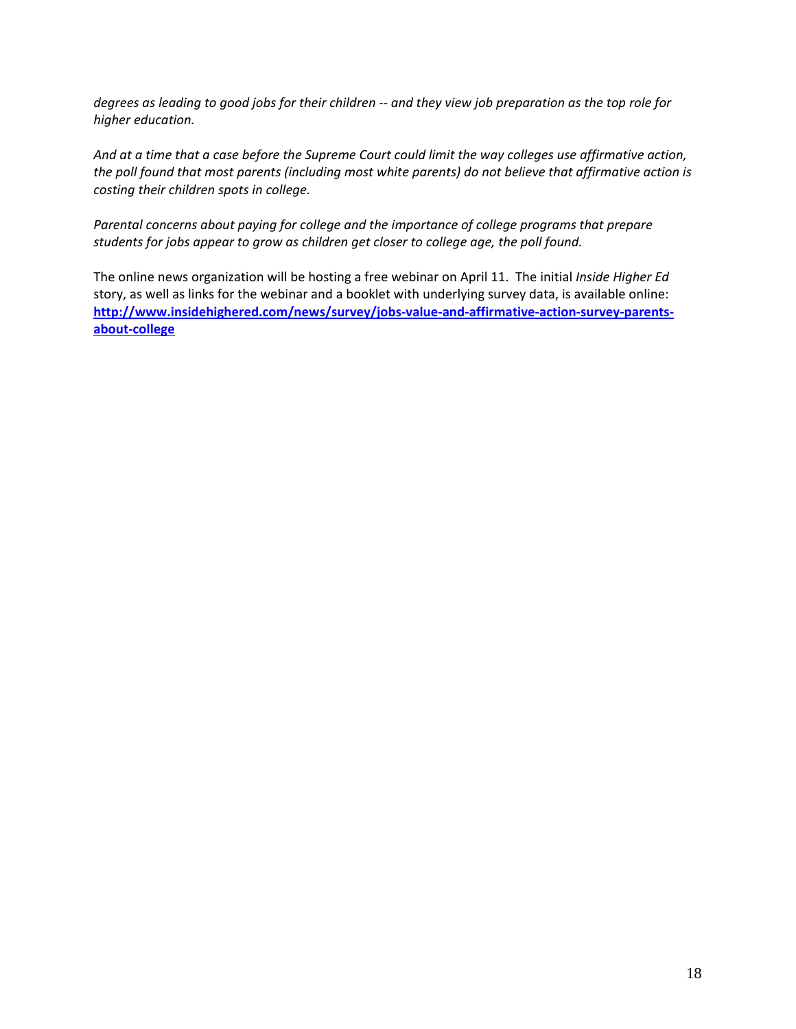*degrees as leading to good jobs for their children -- and they view job preparation as the top role for higher education.*

*And at a time that a case before the Supreme Court could limit the way colleges use affirmative action, the poll found that most parents (including most white parents) do not believe that affirmative action is costing their children spots in college.*

*Parental concerns about paying for college and the importance of college programs that prepare students for jobs appear to grow as children get closer to college age, the poll found.*

The online news organization will be hosting a free webinar on April 11. The initial *Inside Higher Ed* story, as well as links for the webinar and a booklet with underlying survey data, is available online: **[http://www.insidehighered.com/news/survey/jobs-value-and-affirmative-action-survey-parents-about-college](http://www.insidehighered.com/news/survey/jobs-value-and-affirmative-action-survey-parents-about-college)**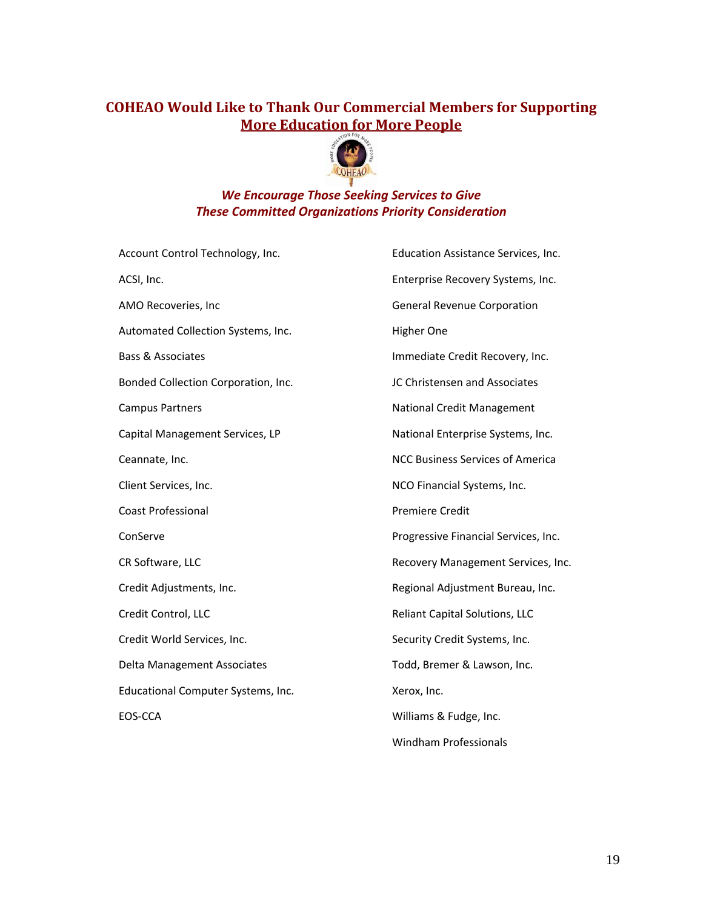## COHEAO Would Like to Thank Our Commercial Members for Supporting More Education for More People

***We Encourage Those Seeking Services to Give These Committed Organizations Priority Consideration***

- Account Control Technology, Inc.
- ACSI, Inc.
- AMO Recoveries, Inc
- Automated Collection Systems, Inc.
- Bass & Associates
- Bonded Collection Corporation, Inc.
- Campus Partners
- Capital Management Services, LP
- Ceannate, Inc.
- Client Services, Inc.
- Coast Professional
- ConServe
- CR Software, LLC
- Credit Adjustments, Inc.
- Credit Control, LLC
- Credit World Services, Inc.
- Delta Management Associates
- Educational Computer Systems, Inc.
- EOS-CCA
- Education Assistance Services, Inc.
- Enterprise Recovery Systems, Inc.
- General Revenue Corporation
- Higher One
- Immediate Credit Recovery, Inc.
- JC Christensen and Associates
- National Credit Management
- National Enterprise Systems, Inc.
- NCC Business Services of America
- NCO Financial Systems, Inc.
- Premiere Credit
- Progressive Financial Services, Inc.
- Recovery Management Services, Inc.
- Regional Adjustment Bureau, Inc.
- Reliant Capital Solutions, LLC
- Security Credit Systems, Inc.
- Todd, Bremer & Lawson, Inc.
- Xerox, Inc.
- Williams & Fudge, Inc.
- Windham Professionals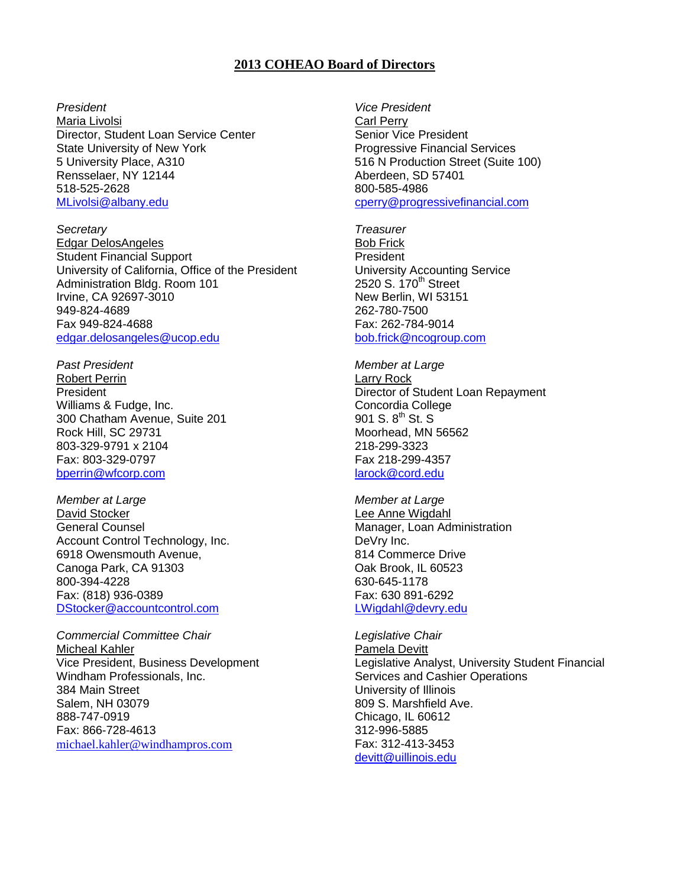# 2013 COHEAO Board of Directors

*President*
Maria Livolsi
Director, Student Loan Service Center
State University of New York
5 University Place, A310
Rensselaer, NY 12144
518-525-2628
MLivolsi@albany.edu

*Vice President*
Carl Perry
Senior Vice President
Progressive Financial Services
516 N Production Street (Suite 100)
Aberdeen, SD 57401
800-585-4986
cperry@progressivefinancial.com

*Secretary*
Edgar DelosAngeles
Student Financial Support
University of California, Office of the President
Administration Bldg. Room 101
Irvine, CA 92697-3010
949-824-4689
Fax 949-824-4688
edgar.delosangeles@ucop.edu

*Treasurer*
Bob Frick
President
University Accounting Service
2520 S. 170th Street
New Berlin, WI 53151
262-780-7500
Fax: 262-784-9014
bob.frick@ncogroup.com

*Past President*
Robert Perrin
President
Williams & Fudge, Inc.
300 Chatham Avenue, Suite 201
Rock Hill, SC 29731
803-329-9791 x 2104
Fax: 803-329-0797
bperrin@wfcorp.com

*Member at Large*
Larry Rock
Director of Student Loan Repayment
Concordia College
901 S. 8th St. S
Moorhead, MN 56562
218-299-3323
Fax 218-299-4357
larock@cord.edu

*Member at Large*
David Stocker
General Counsel
Account Control Technology, Inc.
6918 Owensmouth Avenue,
Canoga Park, CA 91303
800-394-4228
Fax: (818) 936-0389
DStocker@accountcontrol.com

*Member at Large*
Lee Anne Wigdahl
Manager, Loan Administration
DeVry Inc.
814 Commerce Drive
Oak Brook, IL 60523
630-645-1178
Fax: 630 891-6292
LWigdahl@devry.edu

*Commercial Committee Chair*
Micheal Kahler
Vice President, Business Development
Windham Professionals, Inc.
384 Main Street
Salem, NH 03079
888-747-0919
Fax: 866-728-4613
michael.kahler@windhampros.com

*Legislative Chair*
Pamela Devitt
Legislative Analyst, University Student Financial Services and Cashier Operations
University of Illinois
809 S. Marshfield Ave.
Chicago, IL 60612
312-996-5885
Fax: 312-413-3453
devitt@uillinois.edu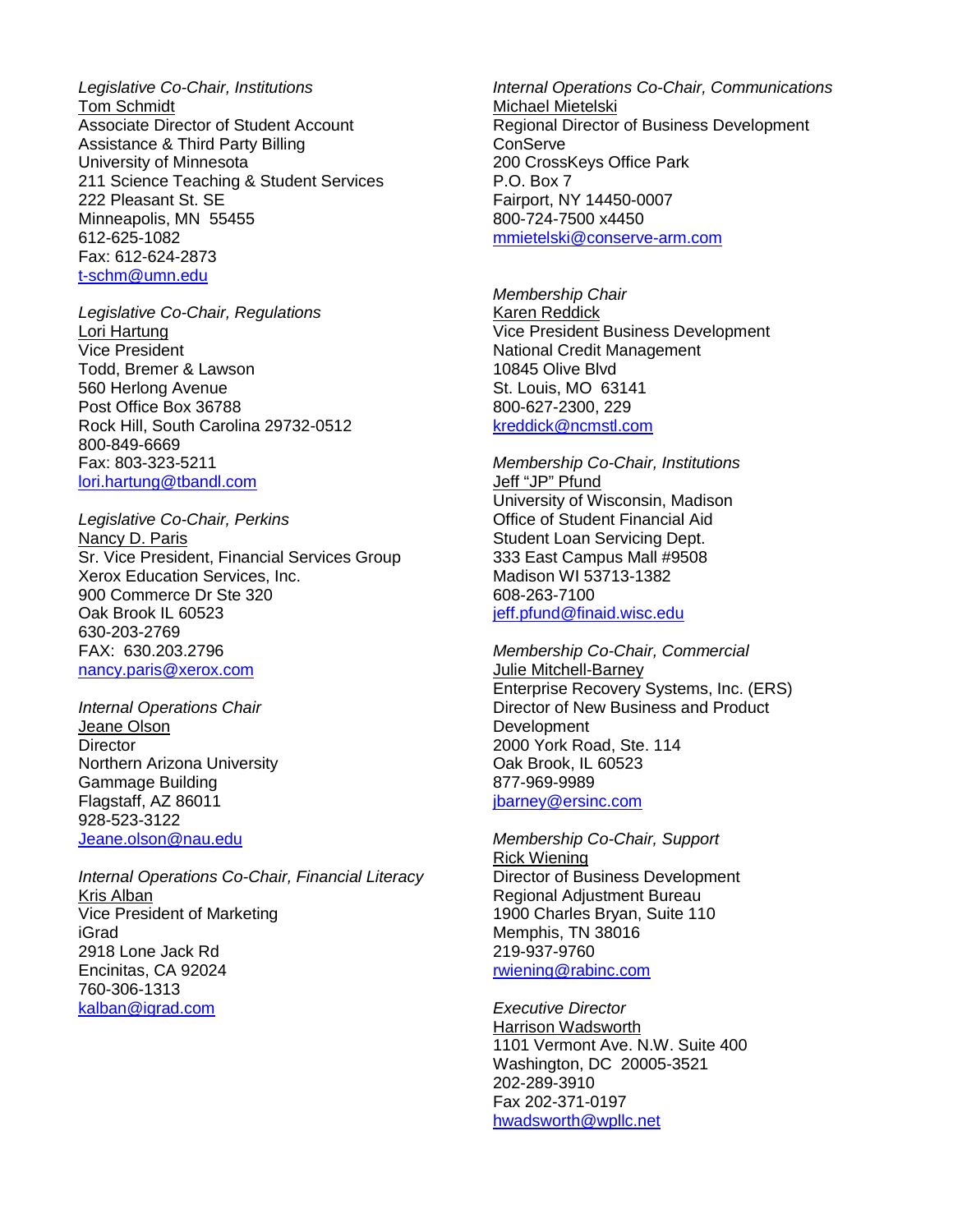*Legislative Co-Chair, Institutions*
Tom Schmidt
Associate Director of Student Account Assistance & Third Party Billing
University of Minnesota
211 Science Teaching & Student Services
222 Pleasant St. SE
Minneapolis, MN 55455
612-625-1082
Fax: 612-624-2873
t-schm@umn.edu

*Legislative Co-Chair, Regulations*
Lori Hartung
Vice President
Todd, Bremer & Lawson
560 Herlong Avenue
Post Office Box 36788
Rock Hill, South Carolina 29732-0512
800-849-6669
Fax: 803-323-5211
lori.hartung@tbandl.com

*Legislative Co-Chair, Perkins*
Nancy D. Paris
Sr. Vice President, Financial Services Group
Xerox Education Services, Inc.
900 Commerce Dr Ste 320
Oak Brook IL 60523
630-203-2769
FAX: 630.203.2796
nancy.paris@xerox.com

*Internal Operations Chair*
Jeane Olson
Director
Northern Arizona University
Gammage Building
Flagstaff, AZ 86011
928-523-3122
Jeane.olson@nau.edu

*Internal Operations Co-Chair, Financial Literacy*
Kris Alban
Vice President of Marketing
iGrad
2918 Lone Jack Rd
Encinitas, CA 92024
760-306-1313
kalban@igrad.com

*Internal Operations Co-Chair, Communications*
Michael Mietelski
Regional Director of Business Development
ConServe
200 CrossKeys Office Park
P.O. Box 7
Fairport, NY 14450-0007
800-724-7500 x4450
mmietelski@conserve-arm.com

*Membership Chair*
Karen Reddick
Vice President Business Development
National Credit Management
10845 Olive Blvd
St. Louis, MO 63141
800-627-2300, 229
kreddick@ncmstl.com

*Membership Co-Chair, Institutions*
Jeff "JP" Pfund
University of Wisconsin, Madison
Office of Student Financial Aid
Student Loan Servicing Dept.
333 East Campus Mall #9508
Madison WI 53713-1382
608-263-7100
jeff.pfund@finaid.wisc.edu

*Membership Co-Chair, Commercial*
Julie Mitchell-Barney
Enterprise Recovery Systems, Inc. (ERS)
Director of New Business and Product Development
2000 York Road, Ste. 114
Oak Brook, IL 60523
877-969-9989
jbarney@ersinc.com

*Membership Co-Chair, Support*
Rick Wiening
Director of Business Development
Regional Adjustment Bureau
1900 Charles Bryan, Suite 110
Memphis, TN 38016
219-937-9760
rwiening@rabinc.com

*Executive Director*
Harrison Wadsworth
1101 Vermont Ave. N.W. Suite 400
Washington, DC 20005-3521
202-289-3910
Fax 202-371-0197
hwadsworth@wpllc.net